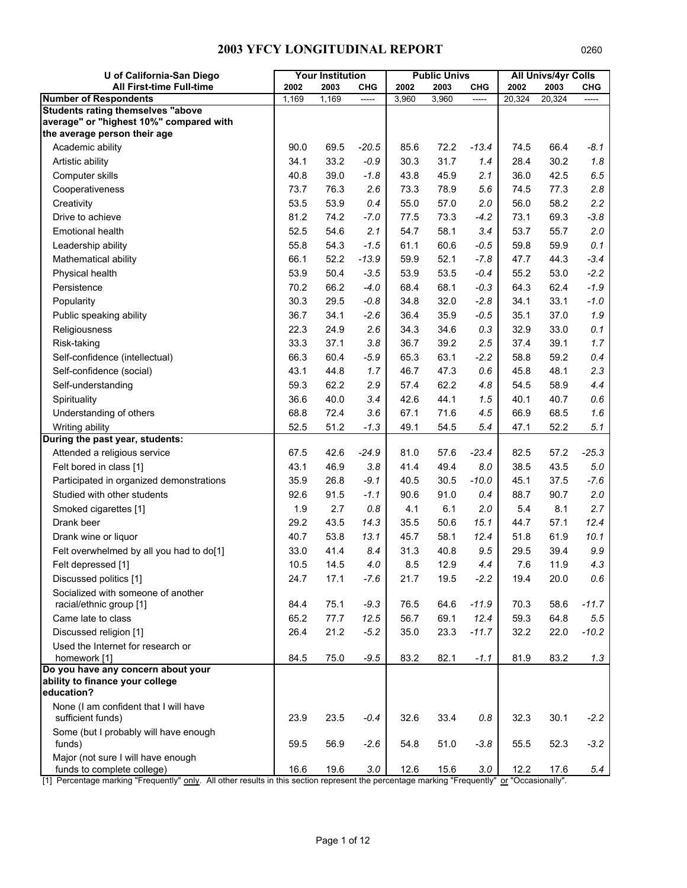# 2003 YFCY LONGITUDINAL REPORT

0260

| U of California-San Diego | Your Institution | | | Public Univs | | | All Univs/4yr Colls | | |
|---|---|---|---|---|---|---|---|---|---|
| All First-time Full-time | 2002 | 2003 | CHG | 2002 | 2003 | CHG | 2002 | 2003 | CHG |
| **Number of Respondents** | 1,169 | 1,169 | ----- | 3,960 | 3,960 | ----- | 20,324 | 20,324 | ----- |
| **Students rating themselves "above average" or "highest 10%" compared with the average person their age** | | | | | | | | | |
| Academic ability | 90.0 | 69.5 | *-20.5* | 85.6 | 72.2 | *-13.4* | 74.5 | 66.4 | *-8.1* |
| Artistic ability | 34.1 | 33.2 | *-0.9* | 30.3 | 31.7 | *1.4* | 28.4 | 30.2 | *1.8* |
| Computer skills | 40.8 | 39.0 | *-1.8* | 43.8 | 45.9 | *2.1* | 36.0 | 42.5 | *6.5* |
| Cooperativeness | 73.7 | 76.3 | *2.6* | 73.3 | 78.9 | *5.6* | 74.5 | 77.3 | *2.8* |
| Creativity | 53.5 | 53.9 | *0.4* | 55.0 | 57.0 | *2.0* | 56.0 | 58.2 | *2.2* |
| Drive to achieve | 81.2 | 74.2 | *-7.0* | 77.5 | 73.3 | *-4.2* | 73.1 | 69.3 | *-3.8* |
| Emotional health | 52.5 | 54.6 | *2.1* | 54.7 | 58.1 | *3.4* | 53.7 | 55.7 | *2.0* |
| Leadership ability | 55.8 | 54.3 | *-1.5* | 61.1 | 60.6 | *-0.5* | 59.8 | 59.9 | *0.1* |
| Mathematical ability | 66.1 | 52.2 | *-13.9* | 59.9 | 52.1 | *-7.8* | 47.7 | 44.3 | *-3.4* |
| Physical health | 53.9 | 50.4 | *-3.5* | 53.9 | 53.5 | *-0.4* | 55.2 | 53.0 | *-2.2* |
| Persistence | 70.2 | 66.2 | *-4.0* | 68.4 | 68.1 | *-0.3* | 64.3 | 62.4 | *-1.9* |
| Popularity | 30.3 | 29.5 | *-0.8* | 34.8 | 32.0 | *-2.8* | 34.1 | 33.1 | *-1.0* |
| Public speaking ability | 36.7 | 34.1 | *-2.6* | 36.4 | 35.9 | *-0.5* | 35.1 | 37.0 | *1.9* |
| Religiousness | 22.3 | 24.9 | *2.6* | 34.3 | 34.6 | *0.3* | 32.9 | 33.0 | *0.1* |
| Risk-taking | 33.3 | 37.1 | *3.8* | 36.7 | 39.2 | *2.5* | 37.4 | 39.1 | *1.7* |
| Self-confidence (intellectual) | 66.3 | 60.4 | *-5.9* | 65.3 | 63.1 | *-2.2* | 58.8 | 59.2 | *0.4* |
| Self-confidence (social) | 43.1 | 44.8 | *1.7* | 46.7 | 47.3 | *0.6* | 45.8 | 48.1 | *2.3* |
| Self-understanding | 59.3 | 62.2 | *2.9* | 57.4 | 62.2 | *4.8* | 54.5 | 58.9 | *4.4* |
| Spirituality | 36.6 | 40.0 | *3.4* | 42.6 | 44.1 | *1.5* | 40.1 | 40.7 | *0.6* |
| Understanding of others | 68.8 | 72.4 | *3.6* | 67.1 | 71.6 | *4.5* | 66.9 | 68.5 | *1.6* |
| Writing ability | 52.5 | 51.2 | *-1.3* | 49.1 | 54.5 | *5.4* | 47.1 | 52.2 | *5.1* |
| **During the past year, students:** | | | | | | | | | |
| Attended a religious service | 67.5 | 42.6 | *-24.9* | 81.0 | 57.6 | *-23.4* | 82.5 | 57.2 | *-25.3* |
| Felt bored in class [1] | 43.1 | 46.9 | *3.8* | 41.4 | 49.4 | *8.0* | 38.5 | 43.5 | *5.0* |
| Participated in organized demonstrations | 35.9 | 26.8 | *-9.1* | 40.5 | 30.5 | *-10.0* | 45.1 | 37.5 | *-7.6* |
| Studied with other students | 92.6 | 91.5 | *-1.1* | 90.6 | 91.0 | *0.4* | 88.7 | 90.7 | *2.0* |
| Smoked cigarettes [1] | 1.9 | 2.7 | *0.8* | 4.1 | 6.1 | *2.0* | 5.4 | 8.1 | *2.7* |
| Drank beer | 29.2 | 43.5 | *14.3* | 35.5 | 50.6 | *15.1* | 44.7 | 57.1 | *12.4* |
| Drank wine or liquor | 40.7 | 53.8 | *13.1* | 45.7 | 58.1 | *12.4* | 51.8 | 61.9 | *10.1* |
| Felt overwhelmed by all you had to do[1] | 33.0 | 41.4 | *8.4* | 31.3 | 40.8 | *9.5* | 29.5 | 39.4 | *9.9* |
| Felt depressed [1] | 10.5 | 14.5 | *4.0* | 8.5 | 12.9 | *4.4* | 7.6 | 11.9 | *4.3* |
| Discussed politics [1] | 24.7 | 17.1 | *-7.6* | 21.7 | 19.5 | *-2.2* | 19.4 | 20.0 | *0.6* |
| Socialized with someone of another racial/ethnic group [1] | 84.4 | 75.1 | *-9.3* | 76.5 | 64.6 | *-11.9* | 70.3 | 58.6 | *-11.7* |
| Came late to class | 65.2 | 77.7 | *12.5* | 56.7 | 69.1 | *12.4* | 59.3 | 64.8 | *5.5* |
| Discussed religion [1] | 26.4 | 21.2 | *-5.2* | 35.0 | 23.3 | *-11.7* | 32.2 | 22.0 | *-10.2* |
| Used the Internet for research or homework [1] | 84.5 | 75.0 | *-9.5* | 83.2 | 82.1 | *-1.1* | 81.9 | 83.2 | *1.3* |
| **Do you have any concern about your ability to finance your college education?** | | | | | | | | | |
| None (I am confident that I will have sufficient funds) | 23.9 | 23.5 | *-0.4* | 32.6 | 33.4 | *0.8* | 32.3 | 30.1 | *-2.2* |
| Some (but I probably will have enough funds) | 59.5 | 56.9 | *-2.6* | 54.8 | 51.0 | *-3.8* | 55.5 | 52.3 | *-3.2* |
| Major (not sure I will have enough funds to complete college) | 16.6 | 19.6 | *3.0* | 12.6 | 15.6 | *3.0* | 12.2 | 17.6 | *5.4* |

[1] Percentage marking "Frequently" only. All other results in this section represent the percentage marking "Frequently" or "Occasionally".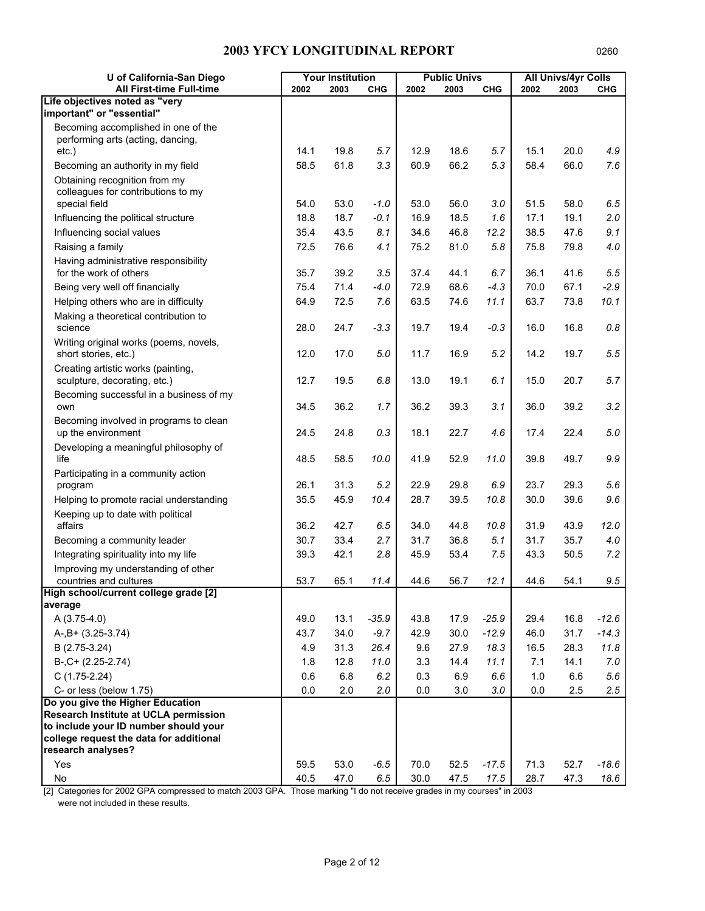# 2003 YFCY LONGITUDINAL REPORT

0260

| U of California-San Diego | Your Institution | | | Public Univs | | | All Univs/4yr Colls | | |
|---|---|---|---|---|---|---|---|---|---|
| **All First-time Full-time** | **2002** | **2003** | **CHG** | **2002** | **2003** | **CHG** | **2002** | **2003** | **CHG** |
| **Life objectives noted as "very important" or "essential"** | | | | | | | | | |
| Becoming accomplished in one of the performing arts (acting, dancing, etc.) | 14.1 | 19.8 | *5.7* | 12.9 | 18.6 | *5.7* | 15.1 | 20.0 | *4.9* |
| Becoming an authority in my field | 58.5 | 61.8 | *3.3* | 60.9 | 66.2 | *5.3* | 58.4 | 66.0 | *7.6* |
| Obtaining recognition from my colleagues for contributions to my special field | 54.0 | 53.0 | *-1.0* | 53.0 | 56.0 | *3.0* | 51.5 | 58.0 | *6.5* |
| Influencing the political structure | 18.8 | 18.7 | *-0.1* | 16.9 | 18.5 | *1.6* | 17.1 | 19.1 | *2.0* |
| Influencing social values | 35.4 | 43.5 | *8.1* | 34.6 | 46.8 | *12.2* | 38.5 | 47.6 | *9.1* |
| Raising a family | 72.5 | 76.6 | *4.1* | 75.2 | 81.0 | *5.8* | 75.8 | 79.8 | *4.0* |
| Having administrative responsibility for the work of others | 35.7 | 39.2 | *3.5* | 37.4 | 44.1 | *6.7* | 36.1 | 41.6 | *5.5* |
| Being very well off financially | 75.4 | 71.4 | *-4.0* | 72.9 | 68.6 | *-4.3* | 70.0 | 67.1 | *-2.9* |
| Helping others who are in difficulty | 64.9 | 72.5 | *7.6* | 63.5 | 74.6 | *11.1* | 63.7 | 73.8 | *10.1* |
| Making a theoretical contribution to science | 28.0 | 24.7 | *-3.3* | 19.7 | 19.4 | *-0.3* | 16.0 | 16.8 | *0.8* |
| Writing original works (poems, novels, short stories, etc.) | 12.0 | 17.0 | *5.0* | 11.7 | 16.9 | *5.2* | 14.2 | 19.7 | *5.5* |
| Creating artistic works (painting, sculpture, decorating, etc.) | 12.7 | 19.5 | *6.8* | 13.0 | 19.1 | *6.1* | 15.0 | 20.7 | *5.7* |
| Becoming successful in a business of my own | 34.5 | 36.2 | *1.7* | 36.2 | 39.3 | *3.1* | 36.0 | 39.2 | *3.2* |
| Becoming involved in programs to clean up the environment | 24.5 | 24.8 | *0.3* | 18.1 | 22.7 | *4.6* | 17.4 | 22.4 | *5.0* |
| Developing a meaningful philosophy of life | 48.5 | 58.5 | *10.0* | 41.9 | 52.9 | *11.0* | 39.8 | 49.7 | *9.9* |
| Participating in a community action program | 26.1 | 31.3 | *5.2* | 22.9 | 29.8 | *6.9* | 23.7 | 29.3 | *5.6* |
| Helping to promote racial understanding | 35.5 | 45.9 | *10.4* | 28.7 | 39.5 | *10.8* | 30.0 | 39.6 | *9.6* |
| Keeping up to date with political affairs | 36.2 | 42.7 | *6.5* | 34.0 | 44.8 | *10.8* | 31.9 | 43.9 | *12.0* |
| Becoming a community leader | 30.7 | 33.4 | *2.7* | 31.7 | 36.8 | *5.1* | 31.7 | 35.7 | *4.0* |
| Integrating spirituality into my life | 39.3 | 42.1 | *2.8* | 45.9 | 53.4 | *7.5* | 43.3 | 50.5 | *7.2* |
| Improving my understanding of other countries and cultures | 53.7 | 65.1 | *11.4* | 44.6 | 56.7 | *12.1* | 44.6 | 54.1 | *9.5* |
| **High school/current college grade [2] average** | | | | | | | | | |
| A (3.75-4.0) | 49.0 | 13.1 | *-35.9* | 43.8 | 17.9 | *-25.9* | 29.4 | 16.8 | *-12.6* |
| A-,B+ (3.25-3.74) | 43.7 | 34.0 | *-9.7* | 42.9 | 30.0 | *-12.9* | 46.0 | 31.7 | *-14.3* |
| B (2.75-3.24) | 4.9 | 31.3 | *26.4* | 9.6 | 27.9 | *18.3* | 16.5 | 28.3 | *11.8* |
| B-,C+ (2.25-2.74) | 1.8 | 12.8 | *11.0* | 3.3 | 14.4 | *11.1* | 7.1 | 14.1 | *7.0* |
| C (1.75-2.24) | 0.6 | 6.8 | *6.2* | 0.3 | 6.9 | *6.6* | 1.0 | 6.6 | *5.6* |
| C- or less (below 1.75) | 0.0 | 2.0 | *2.0* | 0.0 | 3.0 | *3.0* | 0.0 | 2.5 | *2.5* |
| **Do you give the Higher Education Research Institute at UCLA permission to include your ID number should your college request the data for additional research analyses?** | | | | | | | | | |
| Yes | 59.5 | 53.0 | *-6.5* | 70.0 | 52.5 | *-17.5* | 71.3 | 52.7 | *-18.6* |
| No | 40.5 | 47.0 | *6.5* | 30.0 | 47.5 | *17.5* | 28.7 | 47.3 | *18.6* |

[2] Categories for 2002 GPA compressed to match 2003 GPA. Those marking "I do not receive grades in my courses" in 2003 were not included in these results.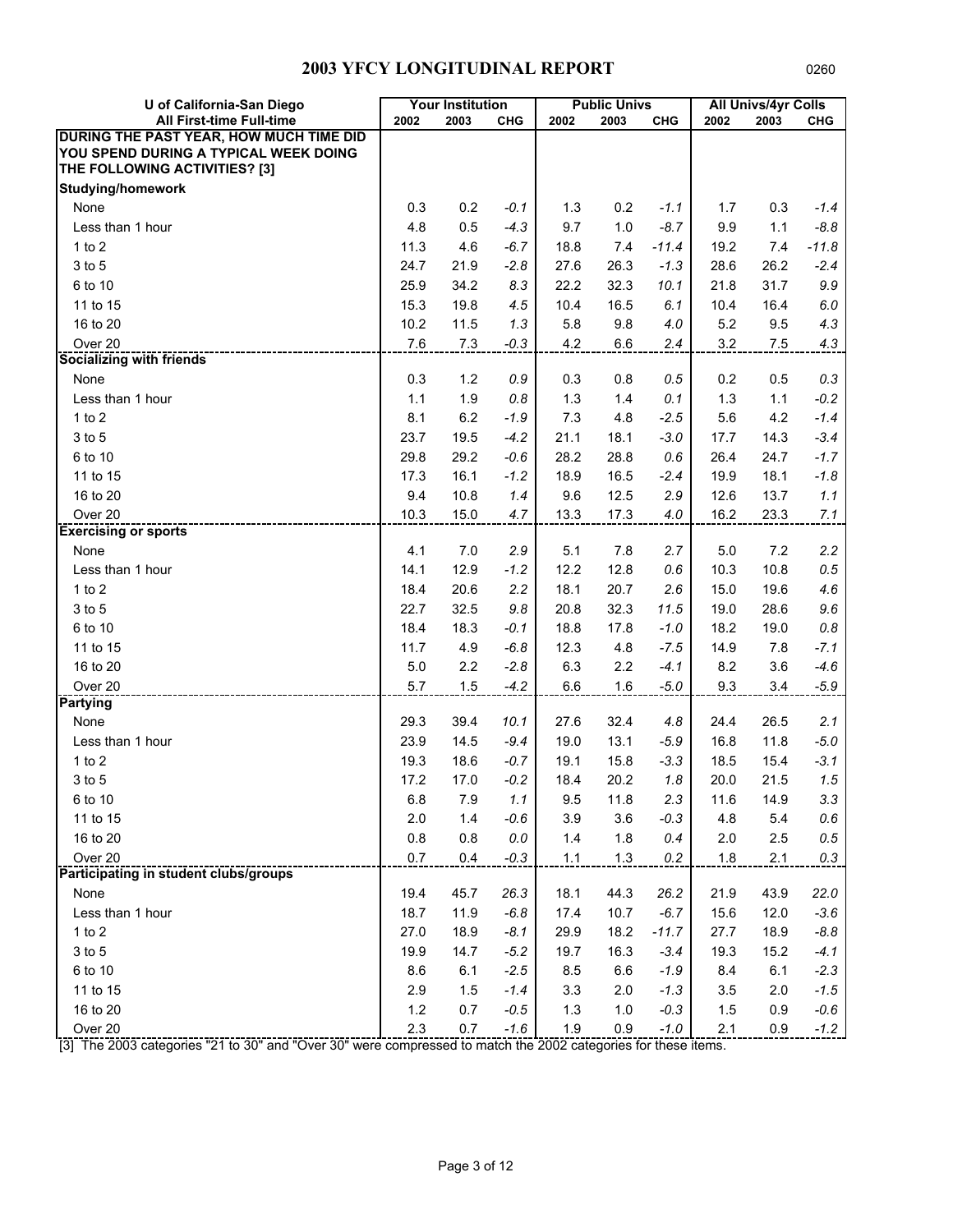## 2003 YFCY LONGITUDINAL REPORT

0260

| U of California-San Diego | Your Institution | | | Public Univs | | | All Univs/4yr Colls | | |
|---|---|---|---|---|---|---|---|---|---|
| All First-time Full-time | 2002 | 2003 | CHG | 2002 | 2003 | CHG | 2002 | 2003 | CHG |
| **DURING THE PAST YEAR, HOW MUCH TIME DID YOU SPEND DURING A TYPICAL WEEK DOING THE FOLLOWING ACTIVITIES? [3]** | | | | | | | | | |
| **Studying/homework** | | | | | | | | | |
| None | 0.3 | 0.2 | *-0.1* | 1.3 | 0.2 | *-1.1* | 1.7 | 0.3 | *-1.4* |
| Less than 1 hour | 4.8 | 0.5 | *-4.3* | 9.7 | 1.0 | *-8.7* | 9.9 | 1.1 | *-8.8* |
| 1 to 2 | 11.3 | 4.6 | *-6.7* | 18.8 | 7.4 | *-11.4* | 19.2 | 7.4 | *-11.8* |
| 3 to 5 | 24.7 | 21.9 | *-2.8* | 27.6 | 26.3 | *-1.3* | 28.6 | 26.2 | *-2.4* |
| 6 to 10 | 25.9 | 34.2 | *8.3* | 22.2 | 32.3 | *10.1* | 21.8 | 31.7 | *9.9* |
| 11 to 15 | 15.3 | 19.8 | *4.5* | 10.4 | 16.5 | *6.1* | 10.4 | 16.4 | *6.0* |
| 16 to 20 | 10.2 | 11.5 | *1.3* | 5.8 | 9.8 | *4.0* | 5.2 | 9.5 | *4.3* |
| Over 20 | 7.6 | 7.3 | *-0.3* | 4.2 | 6.6 | *2.4* | 3.2 | 7.5 | *4.3* |
| **Socializing with friends** | | | | | | | | | |
| None | 0.3 | 1.2 | *0.9* | 0.3 | 0.8 | *0.5* | 0.2 | 0.5 | *0.3* |
| Less than 1 hour | 1.1 | 1.9 | *0.8* | 1.3 | 1.4 | *0.1* | 1.3 | 1.1 | *-0.2* |
| 1 to 2 | 8.1 | 6.2 | *-1.9* | 7.3 | 4.8 | *-2.5* | 5.6 | 4.2 | *-1.4* |
| 3 to 5 | 23.7 | 19.5 | *-4.2* | 21.1 | 18.1 | *-3.0* | 17.7 | 14.3 | *-3.4* |
| 6 to 10 | 29.8 | 29.2 | *-0.6* | 28.2 | 28.8 | *0.6* | 26.4 | 24.7 | *-1.7* |
| 11 to 15 | 17.3 | 16.1 | *-1.2* | 18.9 | 16.5 | *-2.4* | 19.9 | 18.1 | *-1.8* |
| 16 to 20 | 9.4 | 10.8 | *1.4* | 9.6 | 12.5 | *2.9* | 12.6 | 13.7 | *1.1* |
| Over 20 | 10.3 | 15.0 | *4.7* | 13.3 | 17.3 | *4.0* | 16.2 | 23.3 | *7.1* |
| **Exercising or sports** | | | | | | | | | |
| None | 4.1 | 7.0 | *2.9* | 5.1 | 7.8 | *2.7* | 5.0 | 7.2 | *2.2* |
| Less than 1 hour | 14.1 | 12.9 | *-1.2* | 12.2 | 12.8 | *0.6* | 10.3 | 10.8 | *0.5* |
| 1 to 2 | 18.4 | 20.6 | *2.2* | 18.1 | 20.7 | *2.6* | 15.0 | 19.6 | *4.6* |
| 3 to 5 | 22.7 | 32.5 | *9.8* | 20.8 | 32.3 | *11.5* | 19.0 | 28.6 | *9.6* |
| 6 to 10 | 18.4 | 18.3 | *-0.1* | 18.8 | 17.8 | *-1.0* | 18.2 | 19.0 | *0.8* |
| 11 to 15 | 11.7 | 4.9 | *-6.8* | 12.3 | 4.8 | *-7.5* | 14.9 | 7.8 | *-7.1* |
| 16 to 20 | 5.0 | 2.2 | *-2.8* | 6.3 | 2.2 | *-4.1* | 8.2 | 3.6 | *-4.6* |
| Over 20 | 5.7 | 1.5 | *-4.2* | 6.6 | 1.6 | *-5.0* | 9.3 | 3.4 | *-5.9* |
| **Partying** | | | | | | | | | |
| None | 29.3 | 39.4 | *10.1* | 27.6 | 32.4 | *4.8* | 24.4 | 26.5 | *2.1* |
| Less than 1 hour | 23.9 | 14.5 | *-9.4* | 19.0 | 13.1 | *-5.9* | 16.8 | 11.8 | *-5.0* |
| 1 to 2 | 19.3 | 18.6 | *-0.7* | 19.1 | 15.8 | *-3.3* | 18.5 | 15.4 | *-3.1* |
| 3 to 5 | 17.2 | 17.0 | *-0.2* | 18.4 | 20.2 | *1.8* | 20.0 | 21.5 | *1.5* |
| 6 to 10 | 6.8 | 7.9 | *1.1* | 9.5 | 11.8 | *2.3* | 11.6 | 14.9 | *3.3* |
| 11 to 15 | 2.0 | 1.4 | *-0.6* | 3.9 | 3.6 | *-0.3* | 4.8 | 5.4 | *0.6* |
| 16 to 20 | 0.8 | 0.8 | *0.0* | 1.4 | 1.8 | *0.4* | 2.0 | 2.5 | *0.5* |
| Over 20 | 0.7 | 0.4 | *-0.3* | 1.1 | 1.3 | *0.2* | 1.8 | 2.1 | *0.3* |
| **Participating in student clubs/groups** | | | | | | | | | |
| None | 19.4 | 45.7 | *26.3* | 18.1 | 44.3 | *26.2* | 21.9 | 43.9 | *22.0* |
| Less than 1 hour | 18.7 | 11.9 | *-6.8* | 17.4 | 10.7 | *-6.7* | 15.6 | 12.0 | *-3.6* |
| 1 to 2 | 27.0 | 18.9 | *-8.1* | 29.9 | 18.2 | *-11.7* | 27.7 | 18.9 | *-8.8* |
| 3 to 5 | 19.9 | 14.7 | *-5.2* | 19.7 | 16.3 | *-3.4* | 19.3 | 15.2 | *-4.1* |
| 6 to 10 | 8.6 | 6.1 | *-2.5* | 8.5 | 6.6 | *-1.9* | 8.4 | 6.1 | *-2.3* |
| 11 to 15 | 2.9 | 1.5 | *-1.4* | 3.3 | 2.0 | *-1.3* | 3.5 | 2.0 | *-1.5* |
| 16 to 20 | 1.2 | 0.7 | *-0.5* | 1.3 | 1.0 | *-0.3* | 1.5 | 0.9 | *-0.6* |
| Over 20 | 2.3 | 0.7 | *-1.6* | 1.9 | 0.9 | *-1.0* | 2.1 | 0.9 | *-1.2* |

[3] The 2003 categories "21 to 30" and "Over 30" were compressed to match the 2002 categories for these items.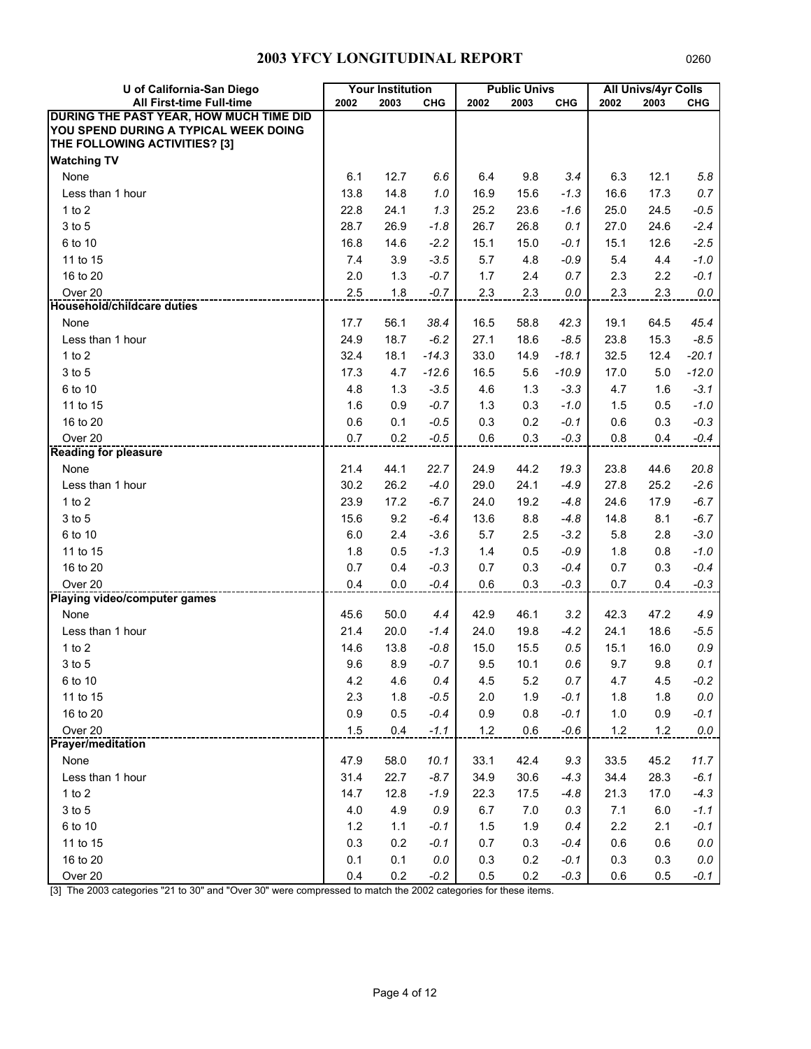# 2003 YFCY LONGITUDINAL REPORT

0260

| U of California-San Diego<br>All First-time Full-time | Your Institution 2002 | Your Institution 2003 | Your Institution CHG | Public Univs 2002 | Public Univs 2003 | Public Univs CHG | All Univs/4yr Colls 2002 | All Univs/4yr Colls 2003 | All Univs/4yr Colls CHG |
|---|---|---|---|---|---|---|---|---|---|
| **DURING THE PAST YEAR, HOW MUCH TIME DID YOU SPEND DURING A TYPICAL WEEK DOING THE FOLLOWING ACTIVITIES? [3]** | | | | | | | | | |
| **Watching TV** | | | | | | | | | |
| None | 6.1 | 12.7 | *6.6* | 6.4 | 9.8 | *3.4* | 6.3 | 12.1 | *5.8* |
| Less than 1 hour | 13.8 | 14.8 | *1.0* | 16.9 | 15.6 | *-1.3* | 16.6 | 17.3 | *0.7* |
| 1 to 2 | 22.8 | 24.1 | *1.3* | 25.2 | 23.6 | *-1.6* | 25.0 | 24.5 | *-0.5* |
| 3 to 5 | 28.7 | 26.9 | *-1.8* | 26.7 | 26.8 | *0.1* | 27.0 | 24.6 | *-2.4* |
| 6 to 10 | 16.8 | 14.6 | *-2.2* | 15.1 | 15.0 | *-0.1* | 15.1 | 12.6 | *-2.5* |
| 11 to 15 | 7.4 | 3.9 | *-3.5* | 5.7 | 4.8 | *-0.9* | 5.4 | 4.4 | *-1.0* |
| 16 to 20 | 2.0 | 1.3 | *-0.7* | 1.7 | 2.4 | *0.7* | 2.3 | 2.2 | *-0.1* |
| Over 20 | 2.5 | 1.8 | *-0.7* | 2.3 | 2.3 | *0.0* | 2.3 | 2.3 | *0.0* |
| **Household/childcare duties** | | | | | | | | | |
| None | 17.7 | 56.1 | *38.4* | 16.5 | 58.8 | *42.3* | 19.1 | 64.5 | *45.4* |
| Less than 1 hour | 24.9 | 18.7 | *-6.2* | 27.1 | 18.6 | *-8.5* | 23.8 | 15.3 | *-8.5* |
| 1 to 2 | 32.4 | 18.1 | *-14.3* | 33.0 | 14.9 | *-18.1* | 32.5 | 12.4 | *-20.1* |
| 3 to 5 | 17.3 | 4.7 | *-12.6* | 16.5 | 5.6 | *-10.9* | 17.0 | 5.0 | *-12.0* |
| 6 to 10 | 4.8 | 1.3 | *-3.5* | 4.6 | 1.3 | *-3.3* | 4.7 | 1.6 | *-3.1* |
| 11 to 15 | 1.6 | 0.9 | *-0.7* | 1.3 | 0.3 | *-1.0* | 1.5 | 0.5 | *-1.0* |
| 16 to 20 | 0.6 | 0.1 | *-0.5* | 0.3 | 0.2 | *-0.1* | 0.6 | 0.3 | *-0.3* |
| Over 20 | 0.7 | 0.2 | *-0.5* | 0.6 | 0.3 | *-0.3* | 0.8 | 0.4 | *-0.4* |
| **Reading for pleasure** | | | | | | | | | |
| None | 21.4 | 44.1 | *22.7* | 24.9 | 44.2 | *19.3* | 23.8 | 44.6 | *20.8* |
| Less than 1 hour | 30.2 | 26.2 | *-4.0* | 29.0 | 24.1 | *-4.9* | 27.8 | 25.2 | *-2.6* |
| 1 to 2 | 23.9 | 17.2 | *-6.7* | 24.0 | 19.2 | *-4.8* | 24.6 | 17.9 | *-6.7* |
| 3 to 5 | 15.6 | 9.2 | *-6.4* | 13.6 | 8.8 | *-4.8* | 14.8 | 8.1 | *-6.7* |
| 6 to 10 | 6.0 | 2.4 | *-3.6* | 5.7 | 2.5 | *-3.2* | 5.8 | 2.8 | *-3.0* |
| 11 to 15 | 1.8 | 0.5 | *-1.3* | 1.4 | 0.5 | *-0.9* | 1.8 | 0.8 | *-1.0* |
| 16 to 20 | 0.7 | 0.4 | *-0.3* | 0.7 | 0.3 | *-0.4* | 0.7 | 0.3 | *-0.4* |
| Over 20 | 0.4 | 0.0 | *-0.4* | 0.6 | 0.3 | *-0.3* | 0.7 | 0.4 | *-0.3* |
| **Playing video/computer games** | | | | | | | | | |
| None | 45.6 | 50.0 | *4.4* | 42.9 | 46.1 | *3.2* | 42.3 | 47.2 | *4.9* |
| Less than 1 hour | 21.4 | 20.0 | *-1.4* | 24.0 | 19.8 | *-4.2* | 24.1 | 18.6 | *-5.5* |
| 1 to 2 | 14.6 | 13.8 | *-0.8* | 15.0 | 15.5 | *0.5* | 15.1 | 16.0 | *0.9* |
| 3 to 5 | 9.6 | 8.9 | *-0.7* | 9.5 | 10.1 | *0.6* | 9.7 | 9.8 | *0.1* |
| 6 to 10 | 4.2 | 4.6 | *0.4* | 4.5 | 5.2 | *0.7* | 4.7 | 4.5 | *-0.2* |
| 11 to 15 | 2.3 | 1.8 | *-0.5* | 2.0 | 1.9 | *-0.1* | 1.8 | 1.8 | *0.0* |
| 16 to 20 | 0.9 | 0.5 | *-0.4* | 0.9 | 0.8 | *-0.1* | 1.0 | 0.9 | *-0.1* |
| Over 20 | 1.5 | 0.4 | *-1.1* | 1.2 | 0.6 | *-0.6* | 1.2 | 1.2 | *0.0* |
| **Prayer/meditation** | | | | | | | | | |
| None | 47.9 | 58.0 | *10.1* | 33.1 | 42.4 | *9.3* | 33.5 | 45.2 | *11.7* |
| Less than 1 hour | 31.4 | 22.7 | *-8.7* | 34.9 | 30.6 | *-4.3* | 34.4 | 28.3 | *-6.1* |
| 1 to 2 | 14.7 | 12.8 | *-1.9* | 22.3 | 17.5 | *-4.8* | 21.3 | 17.0 | *-4.3* |
| 3 to 5 | 4.0 | 4.9 | *0.9* | 6.7 | 7.0 | *0.3* | 7.1 | 6.0 | *-1.1* |
| 6 to 10 | 1.2 | 1.1 | *-0.1* | 1.5 | 1.9 | *0.4* | 2.2 | 2.1 | *-0.1* |
| 11 to 15 | 0.3 | 0.2 | *-0.1* | 0.7 | 0.3 | *-0.4* | 0.6 | 0.6 | *0.0* |
| 16 to 20 | 0.1 | 0.1 | *0.0* | 0.3 | 0.2 | *-0.1* | 0.3 | 0.3 | *0.0* |
| Over 20 | 0.4 | 0.2 | *-0.2* | 0.5 | 0.2 | *-0.3* | 0.6 | 0.5 | *-0.1* |

[3] The 2003 categories "21 to 30" and "Over 30" were compressed to match the 2002 categories for these items.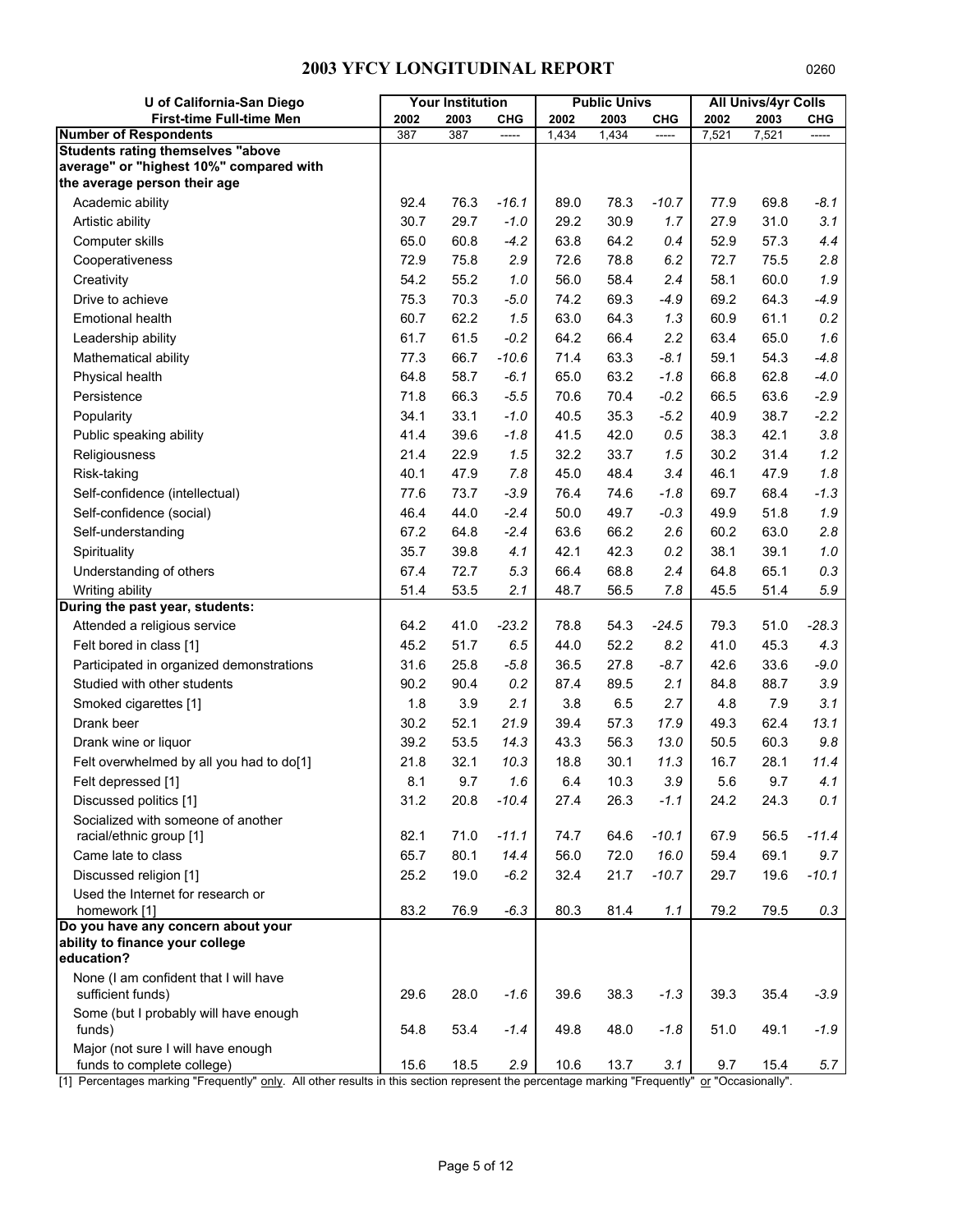# 2003 YFCY LONGITUDINAL REPORT

0260

| U of California-San Diego | Your Institution | | | Public Univs | | | All Univs/4yr Colls | | |
|---|---|---|---|---|---|---|---|---|---|
| First-time Full-time Men | 2002 | 2003 | CHG | 2002 | 2003 | CHG | 2002 | 2003 | CHG |
| **Number of Respondents** | 387 | 387 | ----- | 1,434 | 1,434 | ----- | 7,521 | 7,521 | ----- |
| **Students rating themselves "above average" or "highest 10%" compared with the average person their age** | | | | | | | | | |
| Academic ability | 92.4 | 76.3 | -16.1 | 89.0 | 78.3 | -10.7 | 77.9 | 69.8 | -8.1 |
| Artistic ability | 30.7 | 29.7 | -1.0 | 29.2 | 30.9 | 1.7 | 27.9 | 31.0 | 3.1 |
| Computer skills | 65.0 | 60.8 | -4.2 | 63.8 | 64.2 | 0.4 | 52.9 | 57.3 | 4.4 |
| Cooperativeness | 72.9 | 75.8 | 2.9 | 72.6 | 78.8 | 6.2 | 72.7 | 75.5 | 2.8 |
| Creativity | 54.2 | 55.2 | 1.0 | 56.0 | 58.4 | 2.4 | 58.1 | 60.0 | 1.9 |
| Drive to achieve | 75.3 | 70.3 | -5.0 | 74.2 | 69.3 | -4.9 | 69.2 | 64.3 | -4.9 |
| Emotional health | 60.7 | 62.2 | 1.5 | 63.0 | 64.3 | 1.3 | 60.9 | 61.1 | 0.2 |
| Leadership ability | 61.7 | 61.5 | -0.2 | 64.2 | 66.4 | 2.2 | 63.4 | 65.0 | 1.6 |
| Mathematical ability | 77.3 | 66.7 | -10.6 | 71.4 | 63.3 | -8.1 | 59.1 | 54.3 | -4.8 |
| Physical health | 64.8 | 58.7 | -6.1 | 65.0 | 63.2 | -1.8 | 66.8 | 62.8 | -4.0 |
| Persistence | 71.8 | 66.3 | -5.5 | 70.6 | 70.4 | -0.2 | 66.5 | 63.6 | -2.9 |
| Popularity | 34.1 | 33.1 | -1.0 | 40.5 | 35.3 | -5.2 | 40.9 | 38.7 | -2.2 |
| Public speaking ability | 41.4 | 39.6 | -1.8 | 41.5 | 42.0 | 0.5 | 38.3 | 42.1 | 3.8 |
| Religiousness | 21.4 | 22.9 | 1.5 | 32.2 | 33.7 | 1.5 | 30.2 | 31.4 | 1.2 |
| Risk-taking | 40.1 | 47.9 | 7.8 | 45.0 | 48.4 | 3.4 | 46.1 | 47.9 | 1.8 |
| Self-confidence (intellectual) | 77.6 | 73.7 | -3.9 | 76.4 | 74.6 | -1.8 | 69.7 | 68.4 | -1.3 |
| Self-confidence (social) | 46.4 | 44.0 | -2.4 | 50.0 | 49.7 | -0.3 | 49.9 | 51.8 | 1.9 |
| Self-understanding | 67.2 | 64.8 | -2.4 | 63.6 | 66.2 | 2.6 | 60.2 | 63.0 | 2.8 |
| Spirituality | 35.7 | 39.8 | 4.1 | 42.1 | 42.3 | 0.2 | 38.1 | 39.1 | 1.0 |
| Understanding of others | 67.4 | 72.7 | 5.3 | 66.4 | 68.8 | 2.4 | 64.8 | 65.1 | 0.3 |
| Writing ability | 51.4 | 53.5 | 2.1 | 48.7 | 56.5 | 7.8 | 45.5 | 51.4 | 5.9 |
| **During the past year, students:** | | | | | | | | | |
| Attended a religious service | 64.2 | 41.0 | -23.2 | 78.8 | 54.3 | -24.5 | 79.3 | 51.0 | -28.3 |
| Felt bored in class [1] | 45.2 | 51.7 | 6.5 | 44.0 | 52.2 | 8.2 | 41.0 | 45.3 | 4.3 |
| Participated in organized demonstrations | 31.6 | 25.8 | -5.8 | 36.5 | 27.8 | -8.7 | 42.6 | 33.6 | -9.0 |
| Studied with other students | 90.2 | 90.4 | 0.2 | 87.4 | 89.5 | 2.1 | 84.8 | 88.7 | 3.9 |
| Smoked cigarettes [1] | 1.8 | 3.9 | 2.1 | 3.8 | 6.5 | 2.7 | 4.8 | 7.9 | 3.1 |
| Drank beer | 30.2 | 52.1 | 21.9 | 39.4 | 57.3 | 17.9 | 49.3 | 62.4 | 13.1 |
| Drank wine or liquor | 39.2 | 53.5 | 14.3 | 43.3 | 56.3 | 13.0 | 50.5 | 60.3 | 9.8 |
| Felt overwhelmed by all you had to do[1] | 21.8 | 32.1 | 10.3 | 18.8 | 30.1 | 11.3 | 16.7 | 28.1 | 11.4 |
| Felt depressed [1] | 8.1 | 9.7 | 1.6 | 6.4 | 10.3 | 3.9 | 5.6 | 9.7 | 4.1 |
| Discussed politics [1] | 31.2 | 20.8 | -10.4 | 27.4 | 26.3 | -1.1 | 24.2 | 24.3 | 0.1 |
| Socialized with someone of another racial/ethnic group [1] | 82.1 | 71.0 | -11.1 | 74.7 | 64.6 | -10.1 | 67.9 | 56.5 | -11.4 |
| Came late to class | 65.7 | 80.1 | 14.4 | 56.0 | 72.0 | 16.0 | 59.4 | 69.1 | 9.7 |
| Discussed religion [1] | 25.2 | 19.0 | -6.2 | 32.4 | 21.7 | -10.7 | 29.7 | 19.6 | -10.1 |
| Used the Internet for research or homework [1] | 83.2 | 76.9 | -6.3 | 80.3 | 81.4 | 1.1 | 79.2 | 79.5 | 0.3 |
| **Do you have any concern about your ability to finance your college education?** | | | | | | | | | |
| None (I am confident that I will have sufficient funds) | 29.6 | 28.0 | -1.6 | 39.6 | 38.3 | -1.3 | 39.3 | 35.4 | -3.9 |
| Some (but I probably will have enough funds) | 54.8 | 53.4 | -1.4 | 49.8 | 48.0 | -1.8 | 51.0 | 49.1 | -1.9 |
| Major (not sure I will have enough funds to complete college) | 15.6 | 18.5 | 2.9 | 10.6 | 13.7 | 3.1 | 9.7 | 15.4 | 5.7 |

[1] Percentages marking "Frequently" only. All other results in this section represent the percentage marking "Frequently" or "Occasionally".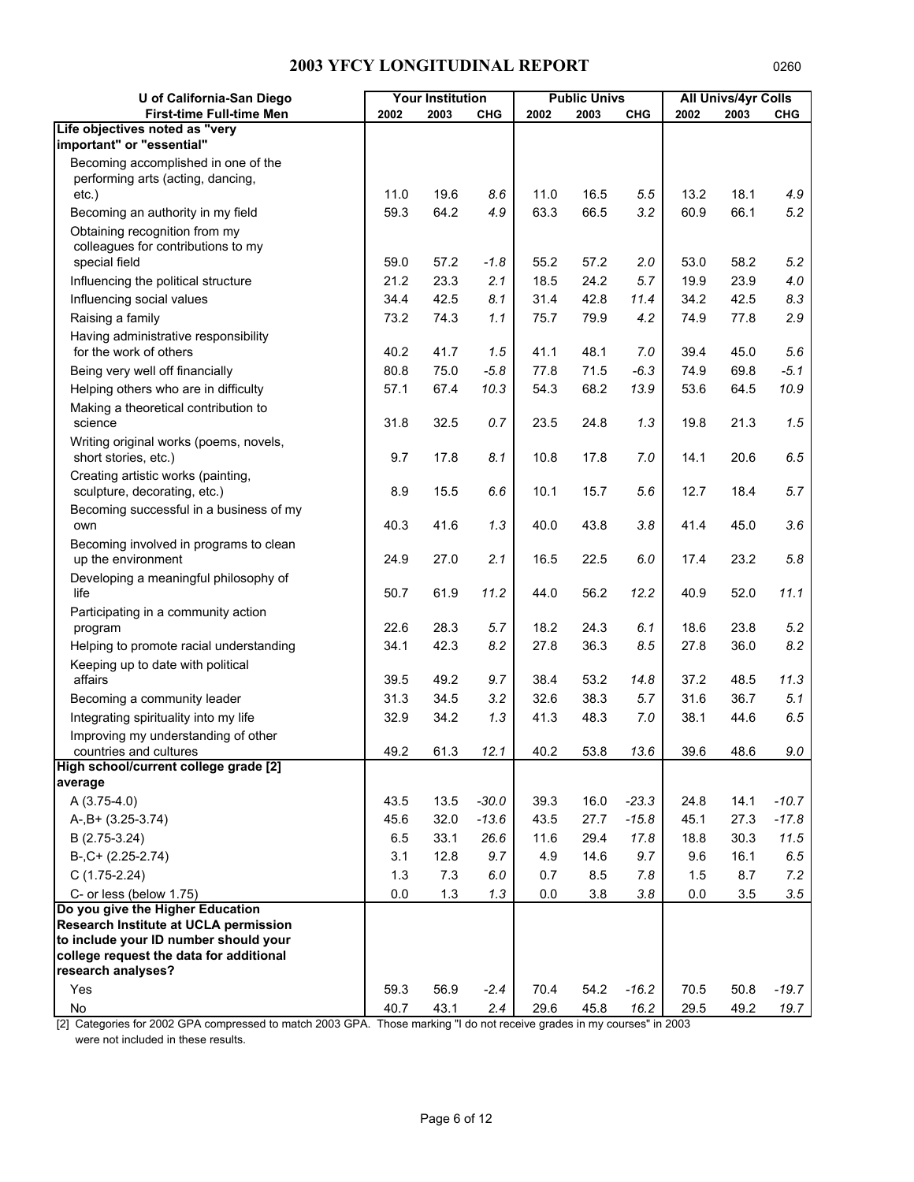## 2003 YFCY LONGITUDINAL REPORT

0260

| U of California-San Diego | Your Institution | | | Public Univs | | | All Univs/4yr Colls | | |
|---|---|---|---|---|---|---|---|---|---|
| **First-time Full-time Men** | **2002** | **2003** | **CHG** | **2002** | **2003** | **CHG** | **2002** | **2003** | **CHG** |
| **Life objectives noted as "very important" or "essential"** | | | | | | | | | |
| Becoming accomplished in one of the performing arts (acting, dancing, etc.) | 11.0 | 19.6 | *8.6* | 11.0 | 16.5 | *5.5* | 13.2 | 18.1 | *4.9* |
| Becoming an authority in my field | 59.3 | 64.2 | *4.9* | 63.3 | 66.5 | *3.2* | 60.9 | 66.1 | *5.2* |
| Obtaining recognition from my colleagues for contributions to my special field | 59.0 | 57.2 | *-1.8* | 55.2 | 57.2 | *2.0* | 53.0 | 58.2 | *5.2* |
| Influencing the political structure | 21.2 | 23.3 | *2.1* | 18.5 | 24.2 | *5.7* | 19.9 | 23.9 | *4.0* |
| Influencing social values | 34.4 | 42.5 | *8.1* | 31.4 | 42.8 | *11.4* | 34.2 | 42.5 | *8.3* |
| Raising a family | 73.2 | 74.3 | *1.1* | 75.7 | 79.9 | *4.2* | 74.9 | 77.8 | *2.9* |
| Having administrative responsibility for the work of others | 40.2 | 41.7 | *1.5* | 41.1 | 48.1 | *7.0* | 39.4 | 45.0 | *5.6* |
| Being very well off financially | 80.8 | 75.0 | *-5.8* | 77.8 | 71.5 | *-6.3* | 74.9 | 69.8 | *-5.1* |
| Helping others who are in difficulty | 57.1 | 67.4 | *10.3* | 54.3 | 68.2 | *13.9* | 53.6 | 64.5 | *10.9* |
| Making a theoretical contribution to science | 31.8 | 32.5 | *0.7* | 23.5 | 24.8 | *1.3* | 19.8 | 21.3 | *1.5* |
| Writing original works (poems, novels, short stories, etc.) | 9.7 | 17.8 | *8.1* | 10.8 | 17.8 | *7.0* | 14.1 | 20.6 | *6.5* |
| Creating artistic works (painting, sculpture, decorating, etc.) | 8.9 | 15.5 | *6.6* | 10.1 | 15.7 | *5.6* | 12.7 | 18.4 | *5.7* |
| Becoming successful in a business of my own | 40.3 | 41.6 | *1.3* | 40.0 | 43.8 | *3.8* | 41.4 | 45.0 | *3.6* |
| Becoming involved in programs to clean up the environment | 24.9 | 27.0 | *2.1* | 16.5 | 22.5 | *6.0* | 17.4 | 23.2 | *5.8* |
| Developing a meaningful philosophy of life | 50.7 | 61.9 | *11.2* | 44.0 | 56.2 | *12.2* | 40.9 | 52.0 | *11.1* |
| Participating in a community action program | 22.6 | 28.3 | *5.7* | 18.2 | 24.3 | *6.1* | 18.6 | 23.8 | *5.2* |
| Helping to promote racial understanding | 34.1 | 42.3 | *8.2* | 27.8 | 36.3 | *8.5* | 27.8 | 36.0 | *8.2* |
| Keeping up to date with political affairs | 39.5 | 49.2 | *9.7* | 38.4 | 53.2 | *14.8* | 37.2 | 48.5 | *11.3* |
| Becoming a community leader | 31.3 | 34.5 | *3.2* | 32.6 | 38.3 | *5.7* | 31.6 | 36.7 | *5.1* |
| Integrating spirituality into my life | 32.9 | 34.2 | *1.3* | 41.3 | 48.3 | *7.0* | 38.1 | 44.6 | *6.5* |
| Improving my understanding of other countries and cultures | 49.2 | 61.3 | *12.1* | 40.2 | 53.8 | *13.6* | 39.6 | 48.6 | *9.0* |
| **High school/current college grade [2] average** | | | | | | | | | |
| A (3.75-4.0) | 43.5 | 13.5 | *-30.0* | 39.3 | 16.0 | *-23.3* | 24.8 | 14.1 | *-10.7* |
| A-,B+ (3.25-3.74) | 45.6 | 32.0 | *-13.6* | 43.5 | 27.7 | *-15.8* | 45.1 | 27.3 | *-17.8* |
| B (2.75-3.24) | 6.5 | 33.1 | *26.6* | 11.6 | 29.4 | *17.8* | 18.8 | 30.3 | *11.5* |
| B-,C+ (2.25-2.74) | 3.1 | 12.8 | *9.7* | 4.9 | 14.6 | *9.7* | 9.6 | 16.1 | *6.5* |
| C (1.75-2.24) | 1.3 | 7.3 | *6.0* | 0.7 | 8.5 | *7.8* | 1.5 | 8.7 | *7.2* |
| C- or less (below 1.75) | 0.0 | 1.3 | *1.3* | 0.0 | 3.8 | *3.8* | 0.0 | 3.5 | *3.5* |
| **Do you give the Higher Education Research Institute at UCLA permission to include your ID number should your college request the data for additional research analyses?** | | | | | | | | | |
| Yes | 59.3 | 56.9 | *-2.4* | 70.4 | 54.2 | *-16.2* | 70.5 | 50.8 | *-19.7* |
| No | 40.7 | 43.1 | *2.4* | 29.6 | 45.8 | *16.2* | 29.5 | 49.2 | *19.7* |

[2] Categories for 2002 GPA compressed to match 2003 GPA. Those marking "I do not receive grades in my courses" in 2003 were not included in these results.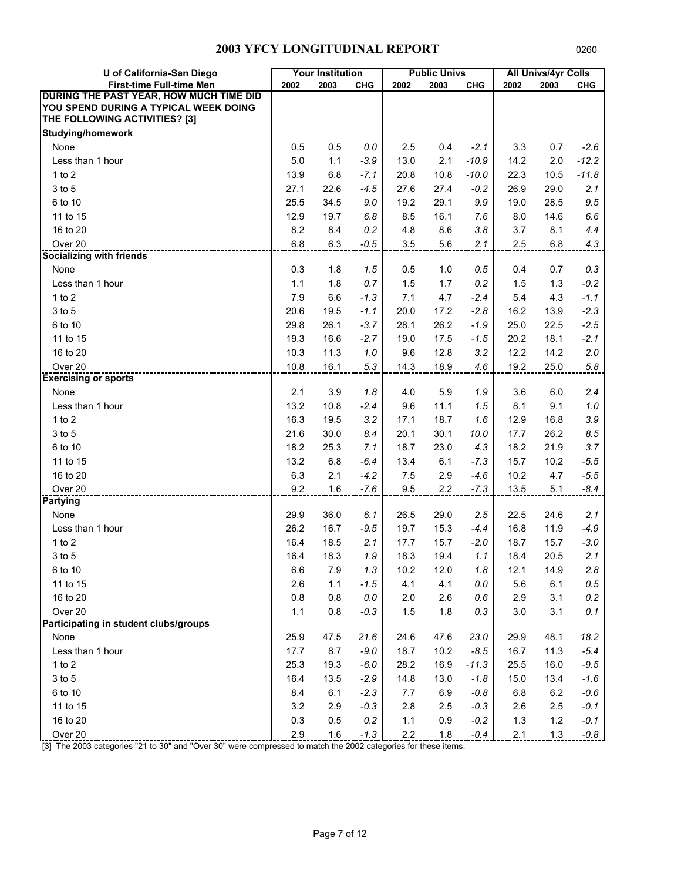# 2003 YFCY LONGITUDINAL REPORT

0260

| U of California-San Diego | Your Institution | | | Public Univs | | | All Univs/4yr Colls | | |
|---|---|---|---|---|---|---|---|---|---|
| First-time Full-time Men | 2002 | 2003 | CHG | 2002 | 2003 | CHG | 2002 | 2003 | CHG |
| **DURING THE PAST YEAR, HOW MUCH TIME DID YOU SPEND DURING A TYPICAL WEEK DOING THE FOLLOWING ACTIVITIES? [3]** | | | | | | | | | |
| **Studying/homework** | | | | | | | | | |
| None | 0.5 | 0.5 | *0.0* | 2.5 | 0.4 | *-2.1* | 3.3 | 0.7 | *-2.6* |
| Less than 1 hour | 5.0 | 1.1 | *-3.9* | 13.0 | 2.1 | *-10.9* | 14.2 | 2.0 | *-12.2* |
| 1 to 2 | 13.9 | 6.8 | *-7.1* | 20.8 | 10.8 | *-10.0* | 22.3 | 10.5 | *-11.8* |
| 3 to 5 | 27.1 | 22.6 | *-4.5* | 27.6 | 27.4 | *-0.2* | 26.9 | 29.0 | *2.1* |
| 6 to 10 | 25.5 | 34.5 | *9.0* | 19.2 | 29.1 | *9.9* | 19.0 | 28.5 | *9.5* |
| 11 to 15 | 12.9 | 19.7 | *6.8* | 8.5 | 16.1 | *7.6* | 8.0 | 14.6 | *6.6* |
| 16 to 20 | 8.2 | 8.4 | *0.2* | 4.8 | 8.6 | *3.8* | 3.7 | 8.1 | *4.4* |
| Over 20 | 6.8 | 6.3 | *-0.5* | 3.5 | 5.6 | *2.1* | 2.5 | 6.8 | *4.3* |
| **Socializing with friends** | | | | | | | | | |
| None | 0.3 | 1.8 | *1.5* | 0.5 | 1.0 | *0.5* | 0.4 | 0.7 | *0.3* |
| Less than 1 hour | 1.1 | 1.8 | *0.7* | 1.5 | 1.7 | *0.2* | 1.5 | 1.3 | *-0.2* |
| 1 to 2 | 7.9 | 6.6 | *-1.3* | 7.1 | 4.7 | *-2.4* | 5.4 | 4.3 | *-1.1* |
| 3 to 5 | 20.6 | 19.5 | *-1.1* | 20.0 | 17.2 | *-2.8* | 16.2 | 13.9 | *-2.3* |
| 6 to 10 | 29.8 | 26.1 | *-3.7* | 28.1 | 26.2 | *-1.9* | 25.0 | 22.5 | *-2.5* |
| 11 to 15 | 19.3 | 16.6 | *-2.7* | 19.0 | 17.5 | *-1.5* | 20.2 | 18.1 | *-2.1* |
| 16 to 20 | 10.3 | 11.3 | *1.0* | 9.6 | 12.8 | *3.2* | 12.2 | 14.2 | *2.0* |
| Over 20 | 10.8 | 16.1 | *5.3* | 14.3 | 18.9 | *4.6* | 19.2 | 25.0 | *5.8* |
| **Exercising or sports** | | | | | | | | | |
| None | 2.1 | 3.9 | *1.8* | 4.0 | 5.9 | *1.9* | 3.6 | 6.0 | *2.4* |
| Less than 1 hour | 13.2 | 10.8 | *-2.4* | 9.6 | 11.1 | *1.5* | 8.1 | 9.1 | *1.0* |
| 1 to 2 | 16.3 | 19.5 | *3.2* | 17.1 | 18.7 | *1.6* | 12.9 | 16.8 | *3.9* |
| 3 to 5 | 21.6 | 30.0 | *8.4* | 20.1 | 30.1 | *10.0* | 17.7 | 26.2 | *8.5* |
| 6 to 10 | 18.2 | 25.3 | *7.1* | 18.7 | 23.0 | *4.3* | 18.2 | 21.9 | *3.7* |
| 11 to 15 | 13.2 | 6.8 | *-6.4* | 13.4 | 6.1 | *-7.3* | 15.7 | 10.2 | *-5.5* |
| 16 to 20 | 6.3 | 2.1 | *-4.2* | 7.5 | 2.9 | *-4.6* | 10.2 | 4.7 | *-5.5* |
| Over 20 | 9.2 | 1.6 | *-7.6* | 9.5 | 2.2 | *-7.3* | 13.5 | 5.1 | *-8.4* |
| **Partying** | | | | | | | | | |
| None | 29.9 | 36.0 | *6.1* | 26.5 | 29.0 | *2.5* | 22.5 | 24.6 | *2.1* |
| Less than 1 hour | 26.2 | 16.7 | *-9.5* | 19.7 | 15.3 | *-4.4* | 16.8 | 11.9 | *-4.9* |
| 1 to 2 | 16.4 | 18.5 | *2.1* | 17.7 | 15.7 | *-2.0* | 18.7 | 15.7 | *-3.0* |
| 3 to 5 | 16.4 | 18.3 | *1.9* | 18.3 | 19.4 | *1.1* | 18.4 | 20.5 | *2.1* |
| 6 to 10 | 6.6 | 7.9 | *1.3* | 10.2 | 12.0 | *1.8* | 12.1 | 14.9 | *2.8* |
| 11 to 15 | 2.6 | 1.1 | *-1.5* | 4.1 | 4.1 | *0.0* | 5.6 | 6.1 | *0.5* |
| 16 to 20 | 0.8 | 0.8 | *0.0* | 2.0 | 2.6 | *0.6* | 2.9 | 3.1 | *0.2* |
| Over 20 | 1.1 | 0.8 | *-0.3* | 1.5 | 1.8 | *0.3* | 3.0 | 3.1 | *0.1* |
| **Participating in student clubs/groups** | | | | | | | | | |
| None | 25.9 | 47.5 | *21.6* | 24.6 | 47.6 | *23.0* | 29.9 | 48.1 | *18.2* |
| Less than 1 hour | 17.7 | 8.7 | *-9.0* | 18.7 | 10.2 | *-8.5* | 16.7 | 11.3 | *-5.4* |
| 1 to 2 | 25.3 | 19.3 | *-6.0* | 28.2 | 16.9 | *-11.3* | 25.5 | 16.0 | *-9.5* |
| 3 to 5 | 16.4 | 13.5 | *-2.9* | 14.8 | 13.0 | *-1.8* | 15.0 | 13.4 | *-1.6* |
| 6 to 10 | 8.4 | 6.1 | *-2.3* | 7.7 | 6.9 | *-0.8* | 6.8 | 6.2 | *-0.6* |
| 11 to 15 | 3.2 | 2.9 | *-0.3* | 2.8 | 2.5 | *-0.3* | 2.6 | 2.5 | *-0.1* |
| 16 to 20 | 0.3 | 0.5 | *0.2* | 1.1 | 0.9 | *-0.2* | 1.3 | 1.2 | *-0.1* |
| Over 20 | 2.9 | 1.6 | *-1.3* | 2.2 | 1.8 | *-0.4* | 2.1 | 1.3 | *-0.8* |

[3] The 2003 categories "21 to 30" and "Over 30" were compressed to match the 2002 categories for these items.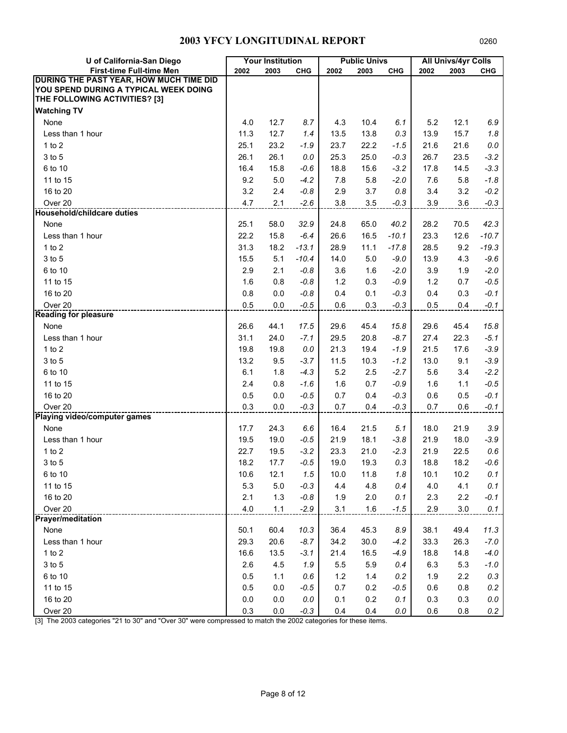# 2003 YFCY LONGITUDINAL REPORT

0260

| U of California-San Diego | Your Institution | | | Public Univs | | | All Univs/4yr Colls | | |
|---|---|---|---|---|---|---|---|---|---|
| First-time Full-time Men | 2002 | 2003 | CHG | 2002 | 2003 | CHG | 2002 | 2003 | CHG |
| **DURING THE PAST YEAR, HOW MUCH TIME DID YOU SPEND DURING A TYPICAL WEEK DOING THE FOLLOWING ACTIVITIES? [3]** | | | | | | | | | |
| **Watching TV** | | | | | | | | | |
| None | 4.0 | 12.7 | *8.7* | 4.3 | 10.4 | *6.1* | 5.2 | 12.1 | *6.9* |
| Less than 1 hour | 11.3 | 12.7 | *1.4* | 13.5 | 13.8 | *0.3* | 13.9 | 15.7 | *1.8* |
| 1 to 2 | 25.1 | 23.2 | *-1.9* | 23.7 | 22.2 | *-1.5* | 21.6 | 21.6 | *0.0* |
| 3 to 5 | 26.1 | 26.1 | *0.0* | 25.3 | 25.0 | *-0.3* | 26.7 | 23.5 | *-3.2* |
| 6 to 10 | 16.4 | 15.8 | *-0.6* | 18.8 | 15.6 | *-3.2* | 17.8 | 14.5 | *-3.3* |
| 11 to 15 | 9.2 | 5.0 | *-4.2* | 7.8 | 5.8 | *-2.0* | 7.6 | 5.8 | *-1.8* |
| 16 to 20 | 3.2 | 2.4 | *-0.8* | 2.9 | 3.7 | *0.8* | 3.4 | 3.2 | *-0.2* |
| Over 20 | 4.7 | 2.1 | *-2.6* | 3.8 | 3.5 | *-0.3* | 3.9 | 3.6 | *-0.3* |
| **Household/childcare duties** | | | | | | | | | |
| None | 25.1 | 58.0 | *32.9* | 24.8 | 65.0 | *40.2* | 28.2 | 70.5 | *42.3* |
| Less than 1 hour | 22.2 | 15.8 | *-6.4* | 26.6 | 16.5 | *-10.1* | 23.3 | 12.6 | *-10.7* |
| 1 to 2 | 31.3 | 18.2 | *-13.1* | 28.9 | 11.1 | *-17.8* | 28.5 | 9.2 | *-19.3* |
| 3 to 5 | 15.5 | 5.1 | *-10.4* | 14.0 | 5.0 | *-9.0* | 13.9 | 4.3 | *-9.6* |
| 6 to 10 | 2.9 | 2.1 | *-0.8* | 3.6 | 1.6 | *-2.0* | 3.9 | 1.9 | *-2.0* |
| 11 to 15 | 1.6 | 0.8 | *-0.8* | 1.2 | 0.3 | *-0.9* | 1.2 | 0.7 | *-0.5* |
| 16 to 20 | 0.8 | 0.0 | *-0.8* | 0.4 | 0.1 | *-0.3* | 0.4 | 0.3 | *-0.1* |
| Over 20 | 0.5 | 0.0 | *-0.5* | 0.6 | 0.3 | *-0.3* | 0.5 | 0.4 | *-0.1* |
| **Reading for pleasure** | | | | | | | | | |
| None | 26.6 | 44.1 | *17.5* | 29.6 | 45.4 | *15.8* | 29.6 | 45.4 | *15.8* |
| Less than 1 hour | 31.1 | 24.0 | *-7.1* | 29.5 | 20.8 | *-8.7* | 27.4 | 22.3 | *-5.1* |
| 1 to 2 | 19.8 | 19.8 | *0.0* | 21.3 | 19.4 | *-1.9* | 21.5 | 17.6 | *-3.9* |
| 3 to 5 | 13.2 | 9.5 | *-3.7* | 11.5 | 10.3 | *-1.2* | 13.0 | 9.1 | *-3.9* |
| 6 to 10 | 6.1 | 1.8 | *-4.3* | 5.2 | 2.5 | *-2.7* | 5.6 | 3.4 | *-2.2* |
| 11 to 15 | 2.4 | 0.8 | *-1.6* | 1.6 | 0.7 | *-0.9* | 1.6 | 1.1 | *-0.5* |
| 16 to 20 | 0.5 | 0.0 | *-0.5* | 0.7 | 0.4 | *-0.3* | 0.6 | 0.5 | *-0.1* |
| Over 20 | 0.3 | 0.0 | *-0.3* | 0.7 | 0.4 | *-0.3* | 0.7 | 0.6 | *-0.1* |
| **Playing video/computer games** | | | | | | | | | |
| None | 17.7 | 24.3 | *6.6* | 16.4 | 21.5 | *5.1* | 18.0 | 21.9 | *3.9* |
| Less than 1 hour | 19.5 | 19.0 | *-0.5* | 21.9 | 18.1 | *-3.8* | 21.9 | 18.0 | *-3.9* |
| 1 to 2 | 22.7 | 19.5 | *-3.2* | 23.3 | 21.0 | *-2.3* | 21.9 | 22.5 | *0.6* |
| 3 to 5 | 18.2 | 17.7 | *-0.5* | 19.0 | 19.3 | *0.3* | 18.8 | 18.2 | *-0.6* |
| 6 to 10 | 10.6 | 12.1 | *1.5* | 10.0 | 11.8 | *1.8* | 10.1 | 10.2 | *0.1* |
| 11 to 15 | 5.3 | 5.0 | *-0.3* | 4.4 | 4.8 | *0.4* | 4.0 | 4.1 | *0.1* |
| 16 to 20 | 2.1 | 1.3 | *-0.8* | 1.9 | 2.0 | *0.1* | 2.3 | 2.2 | *-0.1* |
| Over 20 | 4.0 | 1.1 | *-2.9* | 3.1 | 1.6 | *-1.5* | 2.9 | 3.0 | *0.1* |
| **Prayer/meditation** | | | | | | | | | |
| None | 50.1 | 60.4 | *10.3* | 36.4 | 45.3 | *8.9* | 38.1 | 49.4 | *11.3* |
| Less than 1 hour | 29.3 | 20.6 | *-8.7* | 34.2 | 30.0 | *-4.2* | 33.3 | 26.3 | *-7.0* |
| 1 to 2 | 16.6 | 13.5 | *-3.1* | 21.4 | 16.5 | *-4.9* | 18.8 | 14.8 | *-4.0* |
| 3 to 5 | 2.6 | 4.5 | *1.9* | 5.5 | 5.9 | *0.4* | 6.3 | 5.3 | *-1.0* |
| 6 to 10 | 0.5 | 1.1 | *0.6* | 1.2 | 1.4 | *0.2* | 1.9 | 2.2 | *0.3* |
| 11 to 15 | 0.5 | 0.0 | *-0.5* | 0.7 | 0.2 | *-0.5* | 0.6 | 0.8 | *0.2* |
| 16 to 20 | 0.0 | 0.0 | *0.0* | 0.1 | 0.2 | *0.1* | 0.3 | 0.3 | *0.0* |
| Over 20 | 0.3 | 0.0 | *-0.3* | 0.4 | 0.4 | *0.0* | 0.6 | 0.8 | *0.2* |

[3] The 2003 categories "21 to 30" and "Over 30" were compressed to match the 2002 categories for these items.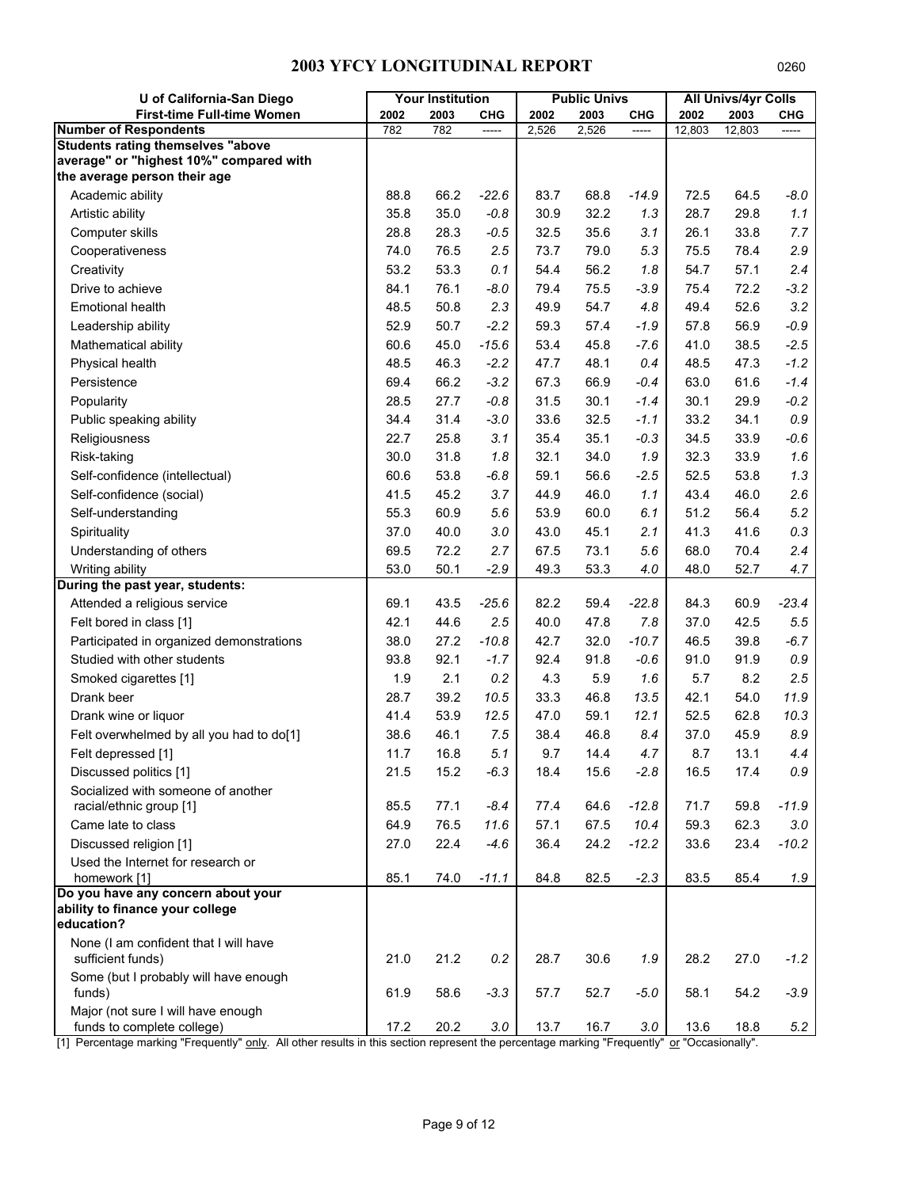# 2003 YFCY LONGITUDINAL REPORT

0260

| U of California-San Diego First-time Full-time Women | Your Institution | | | Public Univs | | | All Univs/4yr Colls | | |
|---|---|---|---|---|---|---|---|---|---|
| | 2002 | 2003 | CHG | 2002 | 2003 | CHG | 2002 | 2003 | CHG |
| **Number of Respondents** | 782 | 782 | ----- | 2,526 | 2,526 | ----- | 12,803 | 12,803 | ----- |
| **Students rating themselves "above average" or "highest 10%" compared with the average person their age** | | | | | | | | | |
| Academic ability | 88.8 | 66.2 | -22.6 | 83.7 | 68.8 | -14.9 | 72.5 | 64.5 | -8.0 |
| Artistic ability | 35.8 | 35.0 | -0.8 | 30.9 | 32.2 | 1.3 | 28.7 | 29.8 | 1.1 |
| Computer skills | 28.8 | 28.3 | -0.5 | 32.5 | 35.6 | 3.1 | 26.1 | 33.8 | 7.7 |
| Cooperativeness | 74.0 | 76.5 | 2.5 | 73.7 | 79.0 | 5.3 | 75.5 | 78.4 | 2.9 |
| Creativity | 53.2 | 53.3 | 0.1 | 54.4 | 56.2 | 1.8 | 54.7 | 57.1 | 2.4 |
| Drive to achieve | 84.1 | 76.1 | -8.0 | 79.4 | 75.5 | -3.9 | 75.4 | 72.2 | -3.2 |
| Emotional health | 48.5 | 50.8 | 2.3 | 49.9 | 54.7 | 4.8 | 49.4 | 52.6 | 3.2 |
| Leadership ability | 52.9 | 50.7 | -2.2 | 59.3 | 57.4 | -1.9 | 57.8 | 56.9 | -0.9 |
| Mathematical ability | 60.6 | 45.0 | -15.6 | 53.4 | 45.8 | -7.6 | 41.0 | 38.5 | -2.5 |
| Physical health | 48.5 | 46.3 | -2.2 | 47.7 | 48.1 | 0.4 | 48.5 | 47.3 | -1.2 |
| Persistence | 69.4 | 66.2 | -3.2 | 67.3 | 66.9 | -0.4 | 63.0 | 61.6 | -1.4 |
| Popularity | 28.5 | 27.7 | -0.8 | 31.5 | 30.1 | -1.4 | 30.1 | 29.9 | -0.2 |
| Public speaking ability | 34.4 | 31.4 | -3.0 | 33.6 | 32.5 | -1.1 | 33.2 | 34.1 | 0.9 |
| Religiousness | 22.7 | 25.8 | 3.1 | 35.4 | 35.1 | -0.3 | 34.5 | 33.9 | -0.6 |
| Risk-taking | 30.0 | 31.8 | 1.8 | 32.1 | 34.0 | 1.9 | 32.3 | 33.9 | 1.6 |
| Self-confidence (intellectual) | 60.6 | 53.8 | -6.8 | 59.1 | 56.6 | -2.5 | 52.5 | 53.8 | 1.3 |
| Self-confidence (social) | 41.5 | 45.2 | 3.7 | 44.9 | 46.0 | 1.1 | 43.4 | 46.0 | 2.6 |
| Self-understanding | 55.3 | 60.9 | 5.6 | 53.9 | 60.0 | 6.1 | 51.2 | 56.4 | 5.2 |
| Spirituality | 37.0 | 40.0 | 3.0 | 43.0 | 45.1 | 2.1 | 41.3 | 41.6 | 0.3 |
| Understanding of others | 69.5 | 72.2 | 2.7 | 67.5 | 73.1 | 5.6 | 68.0 | 70.4 | 2.4 |
| Writing ability | 53.0 | 50.1 | -2.9 | 49.3 | 53.3 | 4.0 | 48.0 | 52.7 | 4.7 |
| **During the past year, students:** | | | | | | | | | |
| Attended a religious service | 69.1 | 43.5 | -25.6 | 82.2 | 59.4 | -22.8 | 84.3 | 60.9 | -23.4 |
| Felt bored in class [1] | 42.1 | 44.6 | 2.5 | 40.0 | 47.8 | 7.8 | 37.0 | 42.5 | 5.5 |
| Participated in organized demonstrations | 38.0 | 27.2 | -10.8 | 42.7 | 32.0 | -10.7 | 46.5 | 39.8 | -6.7 |
| Studied with other students | 93.8 | 92.1 | -1.7 | 92.4 | 91.8 | -0.6 | 91.0 | 91.9 | 0.9 |
| Smoked cigarettes [1] | 1.9 | 2.1 | 0.2 | 4.3 | 5.9 | 1.6 | 5.7 | 8.2 | 2.5 |
| Drank beer | 28.7 | 39.2 | 10.5 | 33.3 | 46.8 | 13.5 | 42.1 | 54.0 | 11.9 |
| Drank wine or liquor | 41.4 | 53.9 | 12.5 | 47.0 | 59.1 | 12.1 | 52.5 | 62.8 | 10.3 |
| Felt overwhelmed by all you had to do[1] | 38.6 | 46.1 | 7.5 | 38.4 | 46.8 | 8.4 | 37.0 | 45.9 | 8.9 |
| Felt depressed [1] | 11.7 | 16.8 | 5.1 | 9.7 | 14.4 | 4.7 | 8.7 | 13.1 | 4.4 |
| Discussed politics [1] | 21.5 | 15.2 | -6.3 | 18.4 | 15.6 | -2.8 | 16.5 | 17.4 | 0.9 |
| Socialized with someone of another racial/ethnic group [1] | 85.5 | 77.1 | -8.4 | 77.4 | 64.6 | -12.8 | 71.7 | 59.8 | -11.9 |
| Came late to class | 64.9 | 76.5 | 11.6 | 57.1 | 67.5 | 10.4 | 59.3 | 62.3 | 3.0 |
| Discussed religion [1] | 27.0 | 22.4 | -4.6 | 36.4 | 24.2 | -12.2 | 33.6 | 23.4 | -10.2 |
| Used the Internet for research or homework [1] | 85.1 | 74.0 | -11.1 | 84.8 | 82.5 | -2.3 | 83.5 | 85.4 | 1.9 |
| **Do you have any concern about your ability to finance your college education?** | | | | | | | | | |
| None (I am confident that I will have sufficient funds) | 21.0 | 21.2 | 0.2 | 28.7 | 30.6 | 1.9 | 28.2 | 27.0 | -1.2 |
| Some (but I probably will have enough funds) | 61.9 | 58.6 | -3.3 | 57.7 | 52.7 | -5.0 | 58.1 | 54.2 | -3.9 |
| Major (not sure I will have enough funds to complete college) | 17.2 | 20.2 | 3.0 | 13.7 | 16.7 | 3.0 | 13.6 | 18.8 | 5.2 |

[1] Percentage marking "Frequently" only. All other results in this section represent the percentage marking "Frequently" or "Occasionally".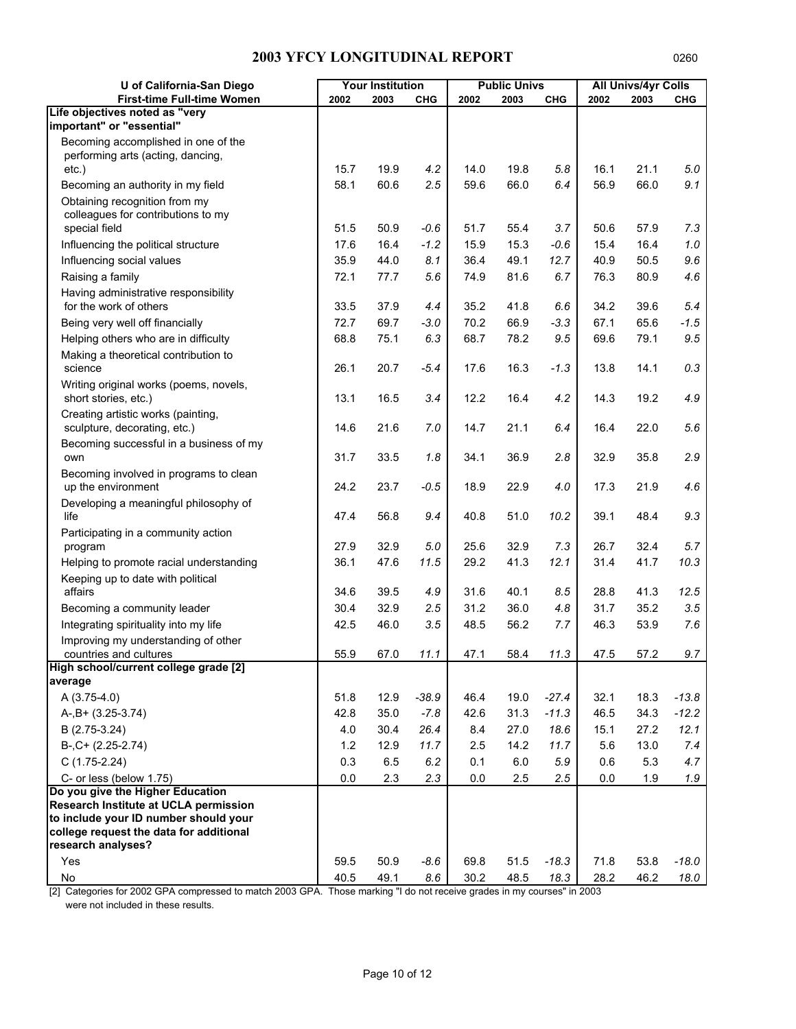## 2003 YFCY LONGITUDINAL REPORT

0260

| U of California-San Diego | Your Institution | | | Public Univs | | | All Univs/4yr Colls | | |
|---|---|---|---|---|---|---|---|---|---|
| **First-time Full-time Women** | **2002** | **2003** | **CHG** | **2002** | **2003** | **CHG** | **2002** | **2003** | **CHG** |
| **Life objectives noted as "very important" or "essential"** | | | | | | | | | |
| Becoming accomplished in one of the performing arts (acting, dancing, etc.) | 15.7 | 19.9 | *4.2* | 14.0 | 19.8 | *5.8* | 16.1 | 21.1 | *5.0* |
| Becoming an authority in my field | 58.1 | 60.6 | *2.5* | 59.6 | 66.0 | *6.4* | 56.9 | 66.0 | *9.1* |
| Obtaining recognition from my colleagues for contributions to my special field | 51.5 | 50.9 | *-0.6* | 51.7 | 55.4 | *3.7* | 50.6 | 57.9 | *7.3* |
| Influencing the political structure | 17.6 | 16.4 | *-1.2* | 15.9 | 15.3 | *-0.6* | 15.4 | 16.4 | *1.0* |
| Influencing social values | 35.9 | 44.0 | *8.1* | 36.4 | 49.1 | *12.7* | 40.9 | 50.5 | *9.6* |
| Raising a family | 72.1 | 77.7 | *5.6* | 74.9 | 81.6 | *6.7* | 76.3 | 80.9 | *4.6* |
| Having administrative responsibility for the work of others | 33.5 | 37.9 | *4.4* | 35.2 | 41.8 | *6.6* | 34.2 | 39.6 | *5.4* |
| Being very well off financially | 72.7 | 69.7 | *-3.0* | 70.2 | 66.9 | *-3.3* | 67.1 | 65.6 | *-1.5* |
| Helping others who are in difficulty | 68.8 | 75.1 | *6.3* | 68.7 | 78.2 | *9.5* | 69.6 | 79.1 | *9.5* |
| Making a theoretical contribution to science | 26.1 | 20.7 | *-5.4* | 17.6 | 16.3 | *-1.3* | 13.8 | 14.1 | *0.3* |
| Writing original works (poems, novels, short stories, etc.) | 13.1 | 16.5 | *3.4* | 12.2 | 16.4 | *4.2* | 14.3 | 19.2 | *4.9* |
| Creating artistic works (painting, sculpture, decorating, etc.) | 14.6 | 21.6 | *7.0* | 14.7 | 21.1 | *6.4* | 16.4 | 22.0 | *5.6* |
| Becoming successful in a business of my own | 31.7 | 33.5 | *1.8* | 34.1 | 36.9 | *2.8* | 32.9 | 35.8 | *2.9* |
| Becoming involved in programs to clean up the environment | 24.2 | 23.7 | *-0.5* | 18.9 | 22.9 | *4.0* | 17.3 | 21.9 | *4.6* |
| Developing a meaningful philosophy of life | 47.4 | 56.8 | *9.4* | 40.8 | 51.0 | *10.2* | 39.1 | 48.4 | *9.3* |
| Participating in a community action program | 27.9 | 32.9 | *5.0* | 25.6 | 32.9 | *7.3* | 26.7 | 32.4 | *5.7* |
| Helping to promote racial understanding | 36.1 | 47.6 | *11.5* | 29.2 | 41.3 | *12.1* | 31.4 | 41.7 | *10.3* |
| Keeping up to date with political affairs | 34.6 | 39.5 | *4.9* | 31.6 | 40.1 | *8.5* | 28.8 | 41.3 | *12.5* |
| Becoming a community leader | 30.4 | 32.9 | *2.5* | 31.2 | 36.0 | *4.8* | 31.7 | 35.2 | *3.5* |
| Integrating spirituality into my life | 42.5 | 46.0 | *3.5* | 48.5 | 56.2 | *7.7* | 46.3 | 53.9 | *7.6* |
| Improving my understanding of other countries and cultures | 55.9 | 67.0 | *11.1* | 47.1 | 58.4 | *11.3* | 47.5 | 57.2 | *9.7* |
| **High school/current college grade [2] average** | | | | | | | | | |
| A (3.75-4.0) | 51.8 | 12.9 | *-38.9* | 46.4 | 19.0 | *-27.4* | 32.1 | 18.3 | *-13.8* |
| A-,B+ (3.25-3.74) | 42.8 | 35.0 | *-7.8* | 42.6 | 31.3 | *-11.3* | 46.5 | 34.3 | *-12.2* |
| B (2.75-3.24) | 4.0 | 30.4 | *26.4* | 8.4 | 27.0 | *18.6* | 15.1 | 27.2 | *12.1* |
| B-,C+ (2.25-2.74) | 1.2 | 12.9 | *11.7* | 2.5 | 14.2 | *11.7* | 5.6 | 13.0 | *7.4* |
| C (1.75-2.24) | 0.3 | 6.5 | *6.2* | 0.1 | 6.0 | *5.9* | 0.6 | 5.3 | *4.7* |
| C- or less (below 1.75) | 0.0 | 2.3 | *2.3* | 0.0 | 2.5 | *2.5* | 0.0 | 1.9 | *1.9* |
| **Do you give the Higher Education Research Institute at UCLA permission to include your ID number should your college request the data for additional research analyses?** | | | | | | | | | |
| Yes | 59.5 | 50.9 | *-8.6* | 69.8 | 51.5 | *-18.3* | 71.8 | 53.8 | *-18.0* |
| No | 40.5 | 49.1 | *8.6* | 30.2 | 48.5 | *18.3* | 28.2 | 46.2 | *18.0* |

[2] Categories for 2002 GPA compressed to match 2003 GPA. Those marking "I do not receive grades in my courses" in 2003 were not included in these results.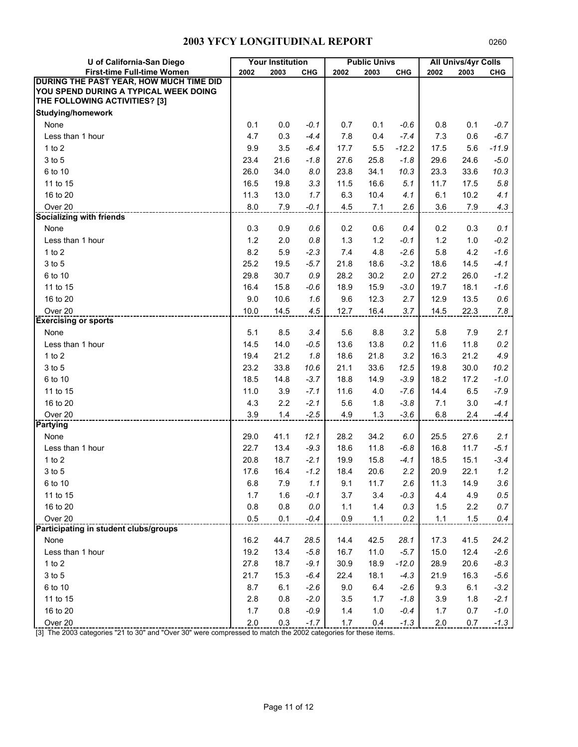## 2003 YFCY LONGITUDINAL REPORT

0260

| U of California-San Diego | Your Institution | | | Public Univs | | | All Univs/4yr Colls | | |
|---|---|---|---|---|---|---|---|---|---|
| First-time Full-time Women | 2002 | 2003 | CHG | 2002 | 2003 | CHG | 2002 | 2003 | CHG |
| **DURING THE PAST YEAR, HOW MUCH TIME DID YOU SPEND DURING A TYPICAL WEEK DOING THE FOLLOWING ACTIVITIES? [3]** | | | | | | | | | |
| **Studying/homework** | | | | | | | | | |
| None | 0.1 | 0.0 | *-0.1* | 0.7 | 0.1 | *-0.6* | 0.8 | 0.1 | *-0.7* |
| Less than 1 hour | 4.7 | 0.3 | *-4.4* | 7.8 | 0.4 | *-7.4* | 7.3 | 0.6 | *-6.7* |
| 1 to 2 | 9.9 | 3.5 | *-6.4* | 17.7 | 5.5 | *-12.2* | 17.5 | 5.6 | *-11.9* |
| 3 to 5 | 23.4 | 21.6 | *-1.8* | 27.6 | 25.8 | *-1.8* | 29.6 | 24.6 | *-5.0* |
| 6 to 10 | 26.0 | 34.0 | *8.0* | 23.8 | 34.1 | *10.3* | 23.3 | 33.6 | *10.3* |
| 11 to 15 | 16.5 | 19.8 | *3.3* | 11.5 | 16.6 | *5.1* | 11.7 | 17.5 | *5.8* |
| 16 to 20 | 11.3 | 13.0 | *1.7* | 6.3 | 10.4 | *4.1* | 6.1 | 10.2 | *4.1* |
| Over 20 | 8.0 | 7.9 | *-0.1* | 4.5 | 7.1 | *2.6* | 3.6 | 7.9 | *4.3* |
| **Socializing with friends** | | | | | | | | | |
| None | 0.3 | 0.9 | *0.6* | 0.2 | 0.6 | *0.4* | 0.2 | 0.3 | *0.1* |
| Less than 1 hour | 1.2 | 2.0 | *0.8* | 1.3 | 1.2 | *-0.1* | 1.2 | 1.0 | *-0.2* |
| 1 to 2 | 8.2 | 5.9 | *-2.3* | 7.4 | 4.8 | *-2.6* | 5.8 | 4.2 | *-1.6* |
| 3 to 5 | 25.2 | 19.5 | *-5.7* | 21.8 | 18.6 | *-3.2* | 18.6 | 14.5 | *-4.1* |
| 6 to 10 | 29.8 | 30.7 | *0.9* | 28.2 | 30.2 | *2.0* | 27.2 | 26.0 | *-1.2* |
| 11 to 15 | 16.4 | 15.8 | *-0.6* | 18.9 | 15.9 | *-3.0* | 19.7 | 18.1 | *-1.6* |
| 16 to 20 | 9.0 | 10.6 | *1.6* | 9.6 | 12.3 | *2.7* | 12.9 | 13.5 | *0.6* |
| Over 20 | 10.0 | 14.5 | *4.5* | 12.7 | 16.4 | *3.7* | 14.5 | 22.3 | *7.8* |
| **Exercising or sports** | | | | | | | | | |
| None | 5.1 | 8.5 | *3.4* | 5.6 | 8.8 | *3.2* | 5.8 | 7.9 | *2.1* |
| Less than 1 hour | 14.5 | 14.0 | *-0.5* | 13.6 | 13.8 | *0.2* | 11.6 | 11.8 | *0.2* |
| 1 to 2 | 19.4 | 21.2 | *1.8* | 18.6 | 21.8 | *3.2* | 16.3 | 21.2 | *4.9* |
| 3 to 5 | 23.2 | 33.8 | *10.6* | 21.1 | 33.6 | *12.5* | 19.8 | 30.0 | *10.2* |
| 6 to 10 | 18.5 | 14.8 | *-3.7* | 18.8 | 14.9 | *-3.9* | 18.2 | 17.2 | *-1.0* |
| 11 to 15 | 11.0 | 3.9 | *-7.1* | 11.6 | 4.0 | *-7.6* | 14.4 | 6.5 | *-7.9* |
| 16 to 20 | 4.3 | 2.2 | *-2.1* | 5.6 | 1.8 | *-3.8* | 7.1 | 3.0 | *-4.1* |
| Over 20 | 3.9 | 1.4 | *-2.5* | 4.9 | 1.3 | *-3.6* | 6.8 | 2.4 | *-4.4* |
| **Partying** | | | | | | | | | |
| None | 29.0 | 41.1 | *12.1* | 28.2 | 34.2 | *6.0* | 25.5 | 27.6 | *2.1* |
| Less than 1 hour | 22.7 | 13.4 | *-9.3* | 18.6 | 11.8 | *-6.8* | 16.8 | 11.7 | *-5.1* |
| 1 to 2 | 20.8 | 18.7 | *-2.1* | 19.9 | 15.8 | *-4.1* | 18.5 | 15.1 | *-3.4* |
| 3 to 5 | 17.6 | 16.4 | *-1.2* | 18.4 | 20.6 | *2.2* | 20.9 | 22.1 | *1.2* |
| 6 to 10 | 6.8 | 7.9 | *1.1* | 9.1 | 11.7 | *2.6* | 11.3 | 14.9 | *3.6* |
| 11 to 15 | 1.7 | 1.6 | *-0.1* | 3.7 | 3.4 | *-0.3* | 4.4 | 4.9 | *0.5* |
| 16 to 20 | 0.8 | 0.8 | *0.0* | 1.1 | 1.4 | *0.3* | 1.5 | 2.2 | *0.7* |
| Over 20 | 0.5 | 0.1 | *-0.4* | 0.9 | 1.1 | *0.2* | 1.1 | 1.5 | *0.4* |
| **Participating in student clubs/groups** | | | | | | | | | |
| None | 16.2 | 44.7 | *28.5* | 14.4 | 42.5 | *28.1* | 17.3 | 41.5 | *24.2* |
| Less than 1 hour | 19.2 | 13.4 | *-5.8* | 16.7 | 11.0 | *-5.7* | 15.0 | 12.4 | *-2.6* |
| 1 to 2 | 27.8 | 18.7 | *-9.1* | 30.9 | 18.9 | *-12.0* | 28.9 | 20.6 | *-8.3* |
| 3 to 5 | 21.7 | 15.3 | *-6.4* | 22.4 | 18.1 | *-4.3* | 21.9 | 16.3 | *-5.6* |
| 6 to 10 | 8.7 | 6.1 | *-2.6* | 9.0 | 6.4 | *-2.6* | 9.3 | 6.1 | *-3.2* |
| 11 to 15 | 2.8 | 0.8 | *-2.0* | 3.5 | 1.7 | *-1.8* | 3.9 | 1.8 | *-2.1* |
| 16 to 20 | 1.7 | 0.8 | *-0.9* | 1.4 | 1.0 | *-0.4* | 1.7 | 0.7 | *-1.0* |
| Over 20 | 2.0 | 0.3 | *-1.7* | 1.7 | 0.4 | *-1.3* | 2.0 | 0.7 | *-1.3* |

[3] The 2003 categories "21 to 30" and "Over 30" were compressed to match the 2002 categories for these items.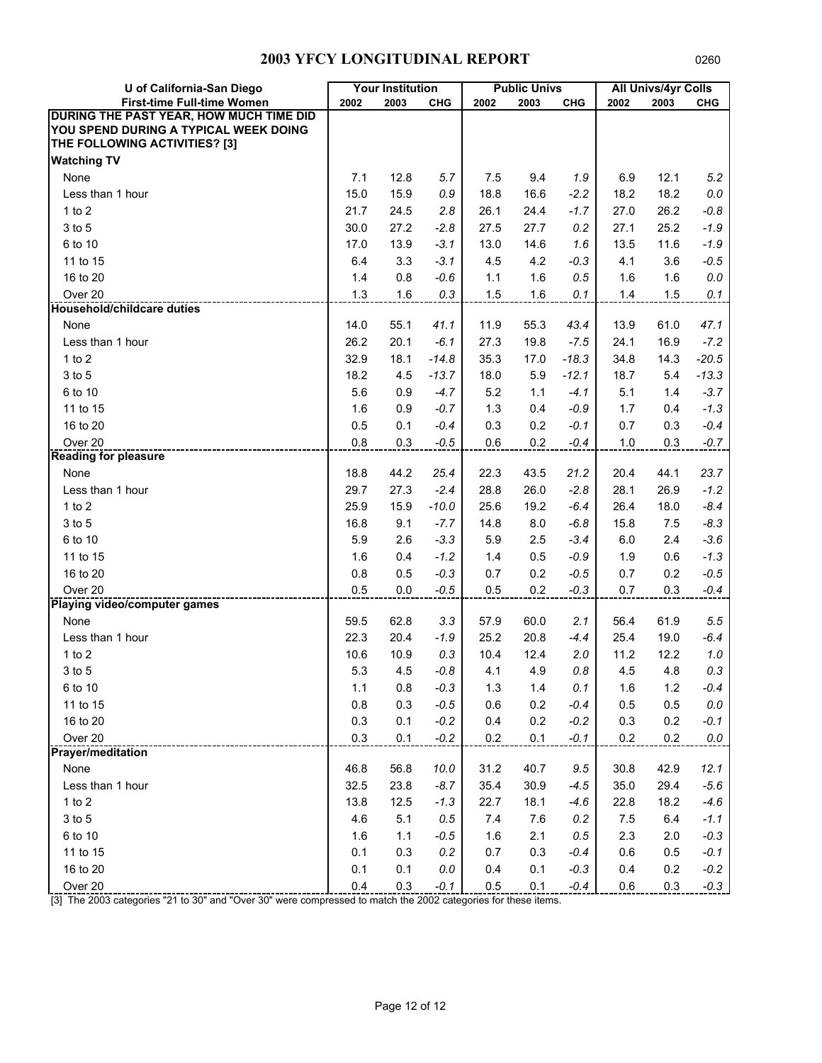## 2003 YFCY LONGITUDINAL REPORT

0260

| U of California-San Diego | Your Institution | | | Public Univs | | | All Univs/4yr Colls | | |
|---|---|---|---|---|---|---|---|---|---|
| First-time Full-time Women | 2002 | 2003 | CHG | 2002 | 2003 | CHG | 2002 | 2003 | CHG |
| **DURING THE PAST YEAR, HOW MUCH TIME DID YOU SPEND DURING A TYPICAL WEEK DOING THE FOLLOWING ACTIVITIES? [3]** | | | | | | | | | |
| **Watching TV** | | | | | | | | | |
| None | 7.1 | 12.8 | *5.7* | 7.5 | 9.4 | *1.9* | 6.9 | 12.1 | *5.2* |
| Less than 1 hour | 15.0 | 15.9 | *0.9* | 18.8 | 16.6 | *-2.2* | 18.2 | 18.2 | *0.0* |
| 1 to 2 | 21.7 | 24.5 | *2.8* | 26.1 | 24.4 | *-1.7* | 27.0 | 26.2 | *-0.8* |
| 3 to 5 | 30.0 | 27.2 | *-2.8* | 27.5 | 27.7 | *0.2* | 27.1 | 25.2 | *-1.9* |
| 6 to 10 | 17.0 | 13.9 | *-3.1* | 13.0 | 14.6 | *1.6* | 13.5 | 11.6 | *-1.9* |
| 11 to 15 | 6.4 | 3.3 | *-3.1* | 4.5 | 4.2 | *-0.3* | 4.1 | 3.6 | *-0.5* |
| 16 to 20 | 1.4 | 0.8 | *-0.6* | 1.1 | 1.6 | *0.5* | 1.6 | 1.6 | *0.0* |
| Over 20 | 1.3 | 1.6 | *0.3* | 1.5 | 1.6 | *0.1* | 1.4 | 1.5 | *0.1* |
| **Household/childcare duties** | | | | | | | | | |
| None | 14.0 | 55.1 | *41.1* | 11.9 | 55.3 | *43.4* | 13.9 | 61.0 | *47.1* |
| Less than 1 hour | 26.2 | 20.1 | *-6.1* | 27.3 | 19.8 | *-7.5* | 24.1 | 16.9 | *-7.2* |
| 1 to 2 | 32.9 | 18.1 | *-14.8* | 35.3 | 17.0 | *-18.3* | 34.8 | 14.3 | *-20.5* |
| 3 to 5 | 18.2 | 4.5 | *-13.7* | 18.0 | 5.9 | *-12.1* | 18.7 | 5.4 | *-13.3* |
| 6 to 10 | 5.6 | 0.9 | *-4.7* | 5.2 | 1.1 | *-4.1* | 5.1 | 1.4 | *-3.7* |
| 11 to 15 | 1.6 | 0.9 | *-0.7* | 1.3 | 0.4 | *-0.9* | 1.7 | 0.4 | *-1.3* |
| 16 to 20 | 0.5 | 0.1 | *-0.4* | 0.3 | 0.2 | *-0.1* | 0.7 | 0.3 | *-0.4* |
| Over 20 | 0.8 | 0.3 | *-0.5* | 0.6 | 0.2 | *-0.4* | 1.0 | 0.3 | *-0.7* |
| **Reading for pleasure** | | | | | | | | | |
| None | 18.8 | 44.2 | *25.4* | 22.3 | 43.5 | *21.2* | 20.4 | 44.1 | *23.7* |
| Less than 1 hour | 29.7 | 27.3 | *-2.4* | 28.8 | 26.0 | *-2.8* | 28.1 | 26.9 | *-1.2* |
| 1 to 2 | 25.9 | 15.9 | *-10.0* | 25.6 | 19.2 | *-6.4* | 26.4 | 18.0 | *-8.4* |
| 3 to 5 | 16.8 | 9.1 | *-7.7* | 14.8 | 8.0 | *-6.8* | 15.8 | 7.5 | *-8.3* |
| 6 to 10 | 5.9 | 2.6 | *-3.3* | 5.9 | 2.5 | *-3.4* | 6.0 | 2.4 | *-3.6* |
| 11 to 15 | 1.6 | 0.4 | *-1.2* | 1.4 | 0.5 | *-0.9* | 1.9 | 0.6 | *-1.3* |
| 16 to 20 | 0.8 | 0.5 | *-0.3* | 0.7 | 0.2 | *-0.5* | 0.7 | 0.2 | *-0.5* |
| Over 20 | 0.5 | 0.0 | *-0.5* | 0.5 | 0.2 | *-0.3* | 0.7 | 0.3 | *-0.4* |
| **Playing video/computer games** | | | | | | | | | |
| None | 59.5 | 62.8 | *3.3* | 57.9 | 60.0 | *2.1* | 56.4 | 61.9 | *5.5* |
| Less than 1 hour | 22.3 | 20.4 | *-1.9* | 25.2 | 20.8 | *-4.4* | 25.4 | 19.0 | *-6.4* |
| 1 to 2 | 10.6 | 10.9 | *0.3* | 10.4 | 12.4 | *2.0* | 11.2 | 12.2 | *1.0* |
| 3 to 5 | 5.3 | 4.5 | *-0.8* | 4.1 | 4.9 | *0.8* | 4.5 | 4.8 | *0.3* |
| 6 to 10 | 1.1 | 0.8 | *-0.3* | 1.3 | 1.4 | *0.1* | 1.6 | 1.2 | *-0.4* |
| 11 to 15 | 0.8 | 0.3 | *-0.5* | 0.6 | 0.2 | *-0.4* | 0.5 | 0.5 | *0.0* |
| 16 to 20 | 0.3 | 0.1 | *-0.2* | 0.4 | 0.2 | *-0.2* | 0.3 | 0.2 | *-0.1* |
| Over 20 | 0.3 | 0.1 | *-0.2* | 0.2 | 0.1 | *-0.1* | 0.2 | 0.2 | *0.0* |
| **Prayer/meditation** | | | | | | | | | |
| None | 46.8 | 56.8 | *10.0* | 31.2 | 40.7 | *9.5* | 30.8 | 42.9 | *12.1* |
| Less than 1 hour | 32.5 | 23.8 | *-8.7* | 35.4 | 30.9 | *-4.5* | 35.0 | 29.4 | *-5.6* |
| 1 to 2 | 13.8 | 12.5 | *-1.3* | 22.7 | 18.1 | *-4.6* | 22.8 | 18.2 | *-4.6* |
| 3 to 5 | 4.6 | 5.1 | *0.5* | 7.4 | 7.6 | *0.2* | 7.5 | 6.4 | *-1.1* |
| 6 to 10 | 1.6 | 1.1 | *-0.5* | 1.6 | 2.1 | *0.5* | 2.3 | 2.0 | *-0.3* |
| 11 to 15 | 0.1 | 0.3 | *0.2* | 0.7 | 0.3 | *-0.4* | 0.6 | 0.5 | *-0.1* |
| 16 to 20 | 0.1 | 0.1 | *0.0* | 0.4 | 0.1 | *-0.3* | 0.4 | 0.2 | *-0.2* |
| Over 20 | 0.4 | 0.3 | *-0.1* | 0.5 | 0.1 | *-0.4* | 0.6 | 0.3 | *-0.3* |

[3] The 2003 categories "21 to 30" and "Over 30" were compressed to match the 2002 categories for these items.